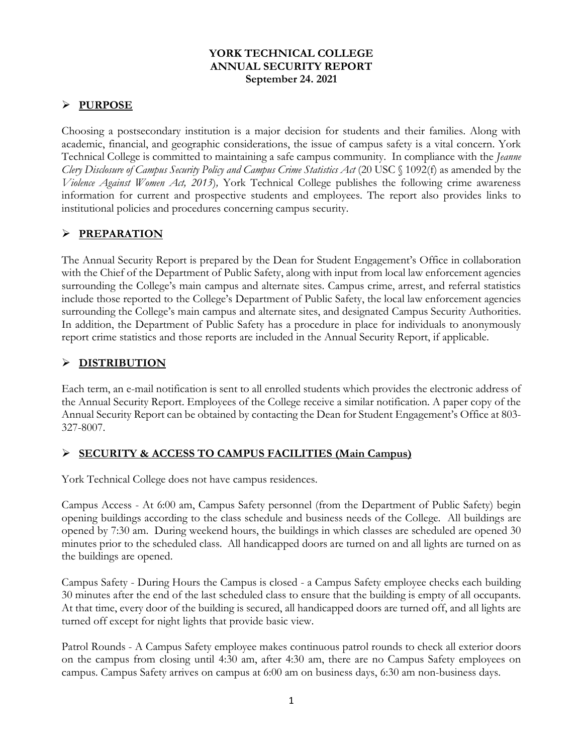**YORK TECHNICAL COLLEGE**
**ANNUAL SECURITY REPORT**
**September 24. 2021**

## ➢ PURPOSE

Choosing a postsecondary institution is a major decision for students and their families. Along with academic, financial, and geographic considerations, the issue of campus safety is a vital concern. York Technical College is committed to maintaining a safe campus community. In compliance with the *Jeanne Clery Disclosure of Campus Security Policy and Campus Crime Statistics Act* (20 USC § 1092(f) as amended by the *Violence Against Women Act, 2013*), York Technical College publishes the following crime awareness information for current and prospective students and employees. The report also provides links to institutional policies and procedures concerning campus security.

## ➢ PREPARATION

The Annual Security Report is prepared by the Dean for Student Engagement's Office in collaboration with the Chief of the Department of Public Safety, along with input from local law enforcement agencies surrounding the College's main campus and alternate sites. Campus crime, arrest, and referral statistics include those reported to the College's Department of Public Safety, the local law enforcement agencies surrounding the College's main campus and alternate sites, and designated Campus Security Authorities. In addition, the Department of Public Safety has a procedure in place for individuals to anonymously report crime statistics and those reports are included in the Annual Security Report, if applicable.

## ➢ DISTRIBUTION

Each term, an e-mail notification is sent to all enrolled students which provides the electronic address of the Annual Security Report. Employees of the College receive a similar notification. A paper copy of the Annual Security Report can be obtained by contacting the Dean for Student Engagement's Office at 803-327-8007.

## ➢ SECURITY & ACCESS TO CAMPUS FACILITIES (Main Campus)

York Technical College does not have campus residences.

Campus Access - At 6:00 am, Campus Safety personnel (from the Department of Public Safety) begin opening buildings according to the class schedule and business needs of the College. All buildings are opened by 7:30 am. During weekend hours, the buildings in which classes are scheduled are opened 30 minutes prior to the scheduled class. All handicapped doors are turned on and all lights are turned on as the buildings are opened.

Campus Safety - During Hours the Campus is closed - a Campus Safety employee checks each building 30 minutes after the end of the last scheduled class to ensure that the building is empty of all occupants. At that time, every door of the building is secured, all handicapped doors are turned off, and all lights are turned off except for night lights that provide basic view.

Patrol Rounds - A Campus Safety employee makes continuous patrol rounds to check all exterior doors on the campus from closing until 4:30 am, after 4:30 am, there are no Campus Safety employees on campus. Campus Safety arrives on campus at 6:00 am on business days, 6:30 am non-business days.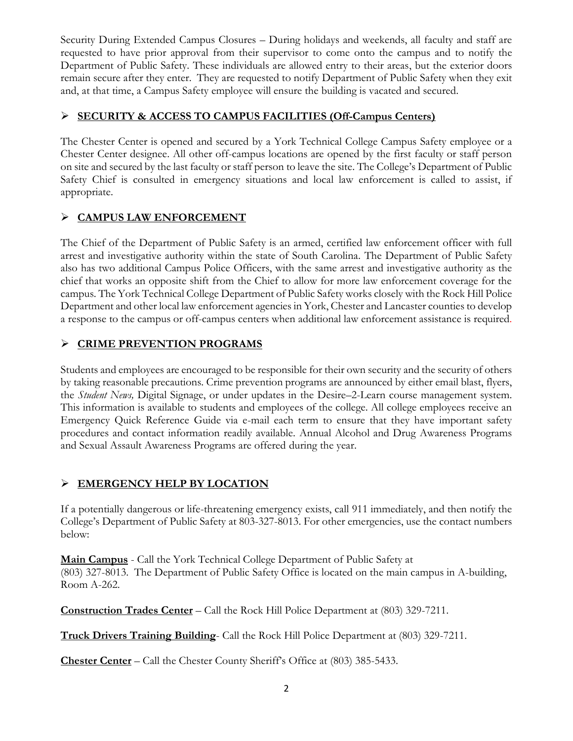Security During Extended Campus Closures – During holidays and weekends, all faculty and staff are requested to have prior approval from their supervisor to come onto the campus and to notify the Department of Public Safety. These individuals are allowed entry to their areas, but the exterior doors remain secure after they enter. They are requested to notify Department of Public Safety when they exit and, at that time, a Campus Safety employee will ensure the building is vacated and secured.

## ➢ SECURITY & ACCESS TO CAMPUS FACILITIES (Off-Campus Centers)

The Chester Center is opened and secured by a York Technical College Campus Safety employee or a Chester Center designee. All other off-campus locations are opened by the first faculty or staff person on site and secured by the last faculty or staff person to leave the site. The College's Department of Public Safety Chief is consulted in emergency situations and local law enforcement is called to assist, if appropriate.

## ➢ CAMPUS LAW ENFORCEMENT

The Chief of the Department of Public Safety is an armed, certified law enforcement officer with full arrest and investigative authority within the state of South Carolina. The Department of Public Safety also has two additional Campus Police Officers, with the same arrest and investigative authority as the chief that works an opposite shift from the Chief to allow for more law enforcement coverage for the campus. The York Technical College Department of Public Safety works closely with the Rock Hill Police Department and other local law enforcement agencies in York, Chester and Lancaster counties to develop a response to the campus or off-campus centers when additional law enforcement assistance is required.

## ➢ CRIME PREVENTION PROGRAMS

Students and employees are encouraged to be responsible for their own security and the security of others by taking reasonable precautions. Crime prevention programs are announced by either email blast, flyers, the *Student News,* Digital Signage, or under updates in the Desire–2-Learn course management system. This information is available to students and employees of the college. All college employees receive an Emergency Quick Reference Guide via e-mail each term to ensure that they have important safety procedures and contact information readily available. Annual Alcohol and Drug Awareness Programs and Sexual Assault Awareness Programs are offered during the year.

## ➢ EMERGENCY HELP BY LOCATION

If a potentially dangerous or life-threatening emergency exists, call 911 immediately, and then notify the College's Department of Public Safety at 803-327-8013. For other emergencies, use the contact numbers below:

**Main Campus** - Call the York Technical College Department of Public Safety at (803) 327-8013. The Department of Public Safety Office is located on the main campus in A-building, Room A-262.

**Construction Trades Center** – Call the Rock Hill Police Department at (803) 329-7211.

**Truck Drivers Training Building**- Call the Rock Hill Police Department at (803) 329-7211.

**Chester Center** – Call the Chester County Sheriff's Office at (803) 385-5433.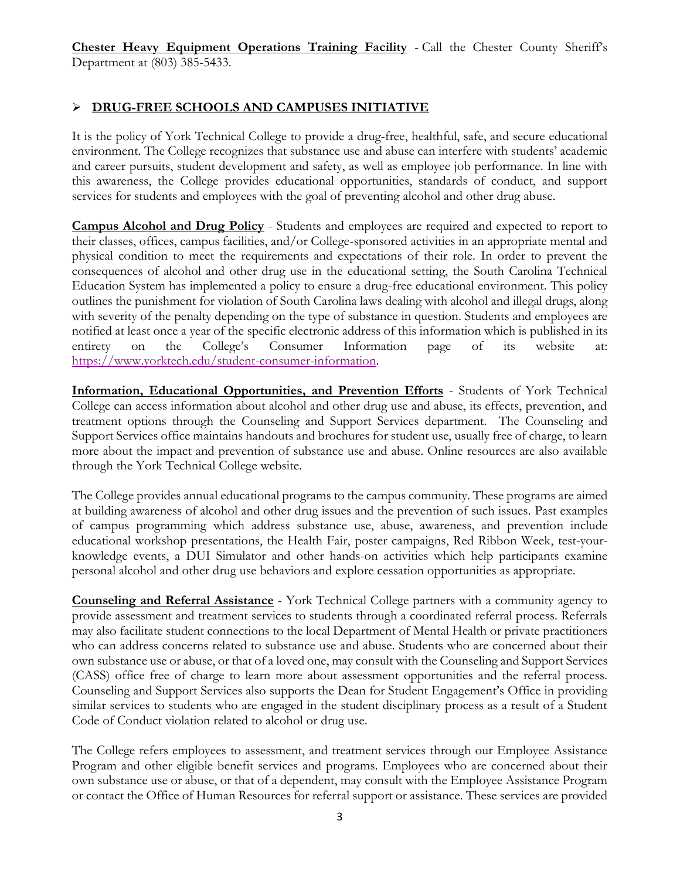**Chester Heavy Equipment Operations Training Facility** - Call the Chester County Sheriff's Department at (803) 385-5433.

## ➢ DRUG-FREE SCHOOLS AND CAMPUSES INITIATIVE

It is the policy of York Technical College to provide a drug-free, healthful, safe, and secure educational environment. The College recognizes that substance use and abuse can interfere with students' academic and career pursuits, student development and safety, as well as employee job performance. In line with this awareness, the College provides educational opportunities, standards of conduct, and support services for students and employees with the goal of preventing alcohol and other drug abuse.

**Campus Alcohol and Drug Policy** - Students and employees are required and expected to report to their classes, offices, campus facilities, and/or College-sponsored activities in an appropriate mental and physical condition to meet the requirements and expectations of their role. In order to prevent the consequences of alcohol and other drug use in the educational setting, the South Carolina Technical Education System has implemented a policy to ensure a drug-free educational environment. This policy outlines the punishment for violation of South Carolina laws dealing with alcohol and illegal drugs, along with severity of the penalty depending on the type of substance in question. Students and employees are notified at least once a year of the specific electronic address of this information which is published in its entirety on the College's Consumer Information page of its website at: https://www.yorktech.edu/student-consumer-information.

**Information, Educational Opportunities, and Prevention Efforts** - Students of York Technical College can access information about alcohol and other drug use and abuse, its effects, prevention, and treatment options through the Counseling and Support Services department. The Counseling and Support Services office maintains handouts and brochures for student use, usually free of charge, to learn more about the impact and prevention of substance use and abuse. Online resources are also available through the York Technical College website.

The College provides annual educational programs to the campus community. These programs are aimed at building awareness of alcohol and other drug issues and the prevention of such issues. Past examples of campus programming which address substance use, abuse, awareness, and prevention include educational workshop presentations, the Health Fair, poster campaigns, Red Ribbon Week, test-your-knowledge events, a DUI Simulator and other hands-on activities which help participants examine personal alcohol and other drug use behaviors and explore cessation opportunities as appropriate.

**Counseling and Referral Assistance** - York Technical College partners with a community agency to provide assessment and treatment services to students through a coordinated referral process. Referrals may also facilitate student connections to the local Department of Mental Health or private practitioners who can address concerns related to substance use and abuse. Students who are concerned about their own substance use or abuse, or that of a loved one, may consult with the Counseling and Support Services (CASS) office free of charge to learn more about assessment opportunities and the referral process. Counseling and Support Services also supports the Dean for Student Engagement's Office in providing similar services to students who are engaged in the student disciplinary process as a result of a Student Code of Conduct violation related to alcohol or drug use.

The College refers employees to assessment, and treatment services through our Employee Assistance Program and other eligible benefit services and programs. Employees who are concerned about their own substance use or abuse, or that of a dependent, may consult with the Employee Assistance Program or contact the Office of Human Resources for referral support or assistance. These services are provided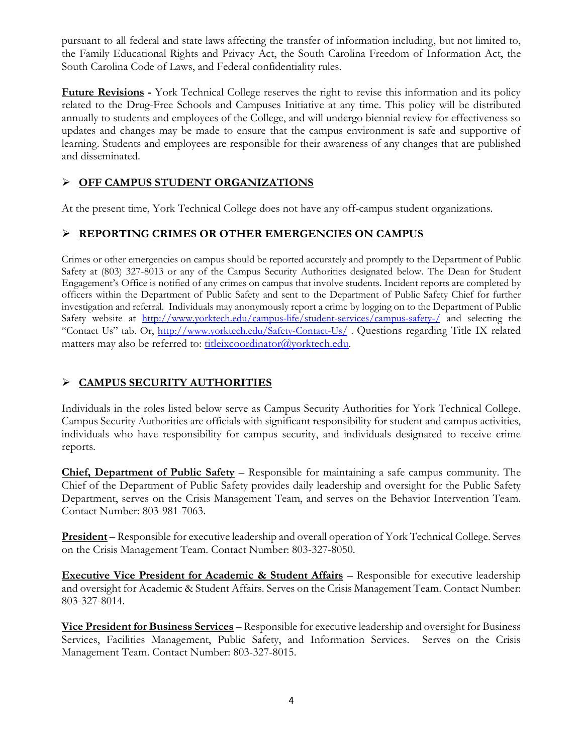pursuant to all federal and state laws affecting the transfer of information including, but not limited to, the Family Educational Rights and Privacy Act, the South Carolina Freedom of Information Act, the South Carolina Code of Laws, and Federal confidentiality rules.

**Future Revisions -** York Technical College reserves the right to revise this information and its policy related to the Drug-Free Schools and Campuses Initiative at any time. This policy will be distributed annually to students and employees of the College, and will undergo biennial review for effectiveness so updates and changes may be made to ensure that the campus environment is safe and supportive of learning. Students and employees are responsible for their awareness of any changes that are published and disseminated.

## OFF CAMPUS STUDENT ORGANIZATIONS

At the present time, York Technical College does not have any off-campus student organizations.

## REPORTING CRIMES OR OTHER EMERGENCIES ON CAMPUS

Crimes or other emergencies on campus should be reported accurately and promptly to the Department of Public Safety at (803) 327-8013 or any of the Campus Security Authorities designated below. The Dean for Student Engagement's Office is notified of any crimes on campus that involve students. Incident reports are completed by officers within the Department of Public Safety and sent to the Department of Public Safety Chief for further investigation and referral. Individuals may anonymously report a crime by logging on to the Department of Public Safety website at http://www.yorktech.edu/campus-life/student-services/campus-safety-/ and selecting the "Contact Us" tab. Or, http://www.yorktech.edu/Safety-Contact-Us/ . Questions regarding Title IX related matters may also be referred to: titleixcoordinator@yorktech.edu.

## CAMPUS SECURITY AUTHORITIES

Individuals in the roles listed below serve as Campus Security Authorities for York Technical College. Campus Security Authorities are officials with significant responsibility for student and campus activities, individuals who have responsibility for campus security, and individuals designated to receive crime reports.

**Chief, Department of Public Safety** – Responsible for maintaining a safe campus community. The Chief of the Department of Public Safety provides daily leadership and oversight for the Public Safety Department, serves on the Crisis Management Team, and serves on the Behavior Intervention Team. Contact Number: 803-981-7063.

**President** – Responsible for executive leadership and overall operation of York Technical College. Serves on the Crisis Management Team. Contact Number: 803-327-8050.

**Executive Vice President for Academic & Student Affairs** – Responsible for executive leadership and oversight for Academic & Student Affairs. Serves on the Crisis Management Team. Contact Number: 803-327-8014.

**Vice President for Business Services** – Responsible for executive leadership and oversight for Business Services, Facilities Management, Public Safety, and Information Services. Serves on the Crisis Management Team. Contact Number: 803-327-8015.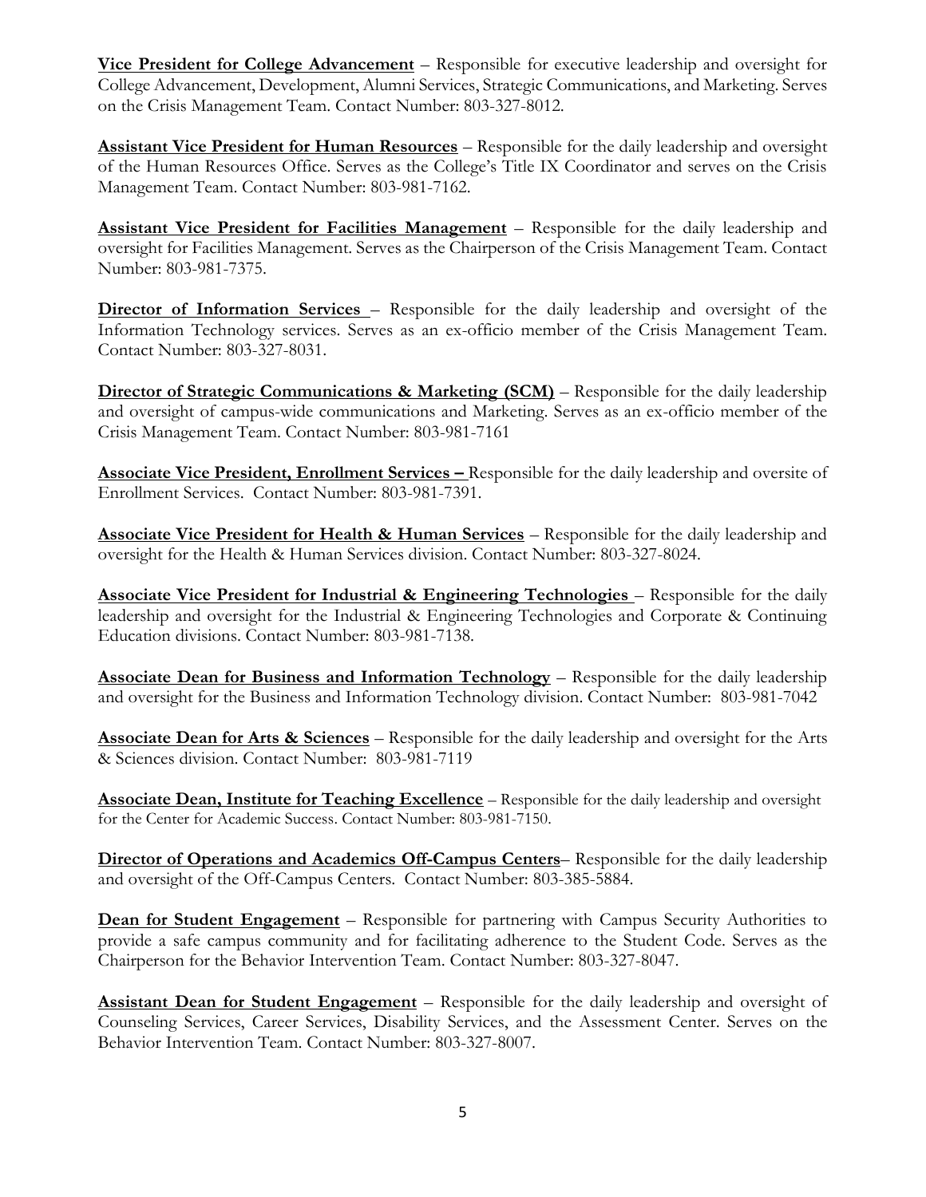**Vice President for College Advancement** – Responsible for executive leadership and oversight for College Advancement, Development, Alumni Services, Strategic Communications, and Marketing. Serves on the Crisis Management Team. Contact Number: 803-327-8012.

**Assistant Vice President for Human Resources** – Responsible for the daily leadership and oversight of the Human Resources Office. Serves as the College's Title IX Coordinator and serves on the Crisis Management Team. Contact Number: 803-981-7162.

**Assistant Vice President for Facilities Management** – Responsible for the daily leadership and oversight for Facilities Management. Serves as the Chairperson of the Crisis Management Team. Contact Number: 803-981-7375.

**Director of Information Services** – Responsible for the daily leadership and oversight of the Information Technology services. Serves as an ex-officio member of the Crisis Management Team. Contact Number: 803-327-8031.

**Director of Strategic Communications & Marketing (SCM)** – Responsible for the daily leadership and oversight of campus-wide communications and Marketing. Serves as an ex-officio member of the Crisis Management Team. Contact Number: 803-981-7161

**Associate Vice President, Enrollment Services –** Responsible for the daily leadership and oversite of Enrollment Services. Contact Number: 803-981-7391.

**Associate Vice President for Health & Human Services** – Responsible for the daily leadership and oversight for the Health & Human Services division. Contact Number: 803-327-8024.

**Associate Vice President for Industrial & Engineering Technologies** – Responsible for the daily leadership and oversight for the Industrial & Engineering Technologies and Corporate & Continuing Education divisions. Contact Number: 803-981-7138.

**Associate Dean for Business and Information Technology** – Responsible for the daily leadership and oversight for the Business and Information Technology division. Contact Number: 803-981-7042

**Associate Dean for Arts & Sciences** – Responsible for the daily leadership and oversight for the Arts & Sciences division. Contact Number: 803-981-7119

**Associate Dean, Institute for Teaching Excellence** – Responsible for the daily leadership and oversight for the Center for Academic Success. Contact Number: 803-981-7150.

**Director of Operations and Academics Off-Campus Centers**– Responsible for the daily leadership and oversight of the Off-Campus Centers. Contact Number: 803-385-5884.

**Dean for Student Engagement** – Responsible for partnering with Campus Security Authorities to provide a safe campus community and for facilitating adherence to the Student Code. Serves as the Chairperson for the Behavior Intervention Team. Contact Number: 803-327-8047.

**Assistant Dean for Student Engagement** – Responsible for the daily leadership and oversight of Counseling Services, Career Services, Disability Services, and the Assessment Center. Serves on the Behavior Intervention Team. Contact Number: 803-327-8007.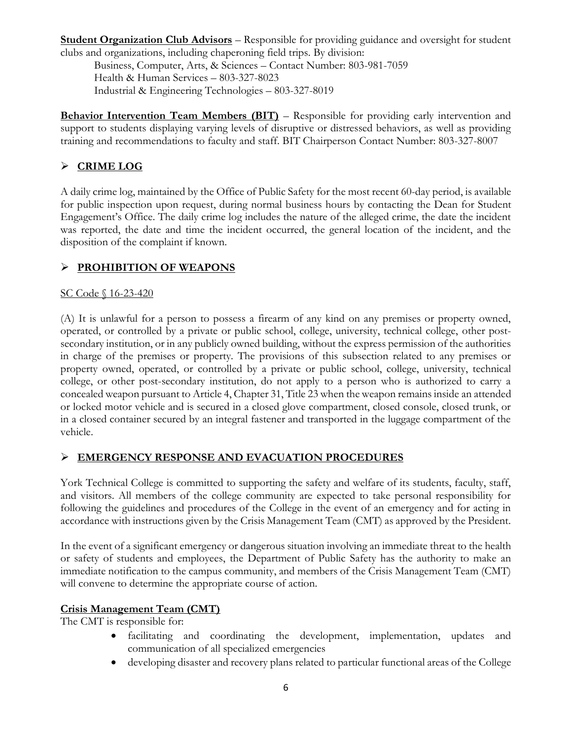**Student Organization Club Advisors** – Responsible for providing guidance and oversight for student clubs and organizations, including chaperoning field trips. By division:

Business, Computer, Arts, & Sciences – Contact Number: 803-981-7059
Health & Human Services – 803-327-8023
Industrial & Engineering Technologies – 803-327-8019

**Behavior Intervention Team Members (BIT)** – Responsible for providing early intervention and support to students displaying varying levels of disruptive or distressed behaviors, as well as providing training and recommendations to faculty and staff. BIT Chairperson Contact Number: 803-327-8007

## ➢ CRIME LOG

A daily crime log, maintained by the Office of Public Safety for the most recent 60-day period, is available for public inspection upon request, during normal business hours by contacting the Dean for Student Engagement's Office. The daily crime log includes the nature of the alleged crime, the date the incident was reported, the date and time the incident occurred, the general location of the incident, and the disposition of the complaint if known.

## ➢ PROHIBITION OF WEAPONS

SC Code § 16-23-420

(A) It is unlawful for a person to possess a firearm of any kind on any premises or property owned, operated, or controlled by a private or public school, college, university, technical college, other post-secondary institution, or in any publicly owned building, without the express permission of the authorities in charge of the premises or property. The provisions of this subsection related to any premises or property owned, operated, or controlled by a private or public school, college, university, technical college, or other post-secondary institution, do not apply to a person who is authorized to carry a concealed weapon pursuant to Article 4, Chapter 31, Title 23 when the weapon remains inside an attended or locked motor vehicle and is secured in a closed glove compartment, closed console, closed trunk, or in a closed container secured by an integral fastener and transported in the luggage compartment of the vehicle.

## ➢ EMERGENCY RESPONSE AND EVACUATION PROCEDURES

York Technical College is committed to supporting the safety and welfare of its students, faculty, staff, and visitors. All members of the college community are expected to take personal responsibility for following the guidelines and procedures of the College in the event of an emergency and for acting in accordance with instructions given by the Crisis Management Team (CMT) as approved by the President.

In the event of a significant emergency or dangerous situation involving an immediate threat to the health or safety of students and employees, the Department of Public Safety has the authority to make an immediate notification to the campus community, and members of the Crisis Management Team (CMT) will convene to determine the appropriate course of action.

**Crisis Management Team (CMT)**

The CMT is responsible for:

- facilitating and coordinating the development, implementation, updates and communication of all specialized emergencies
- developing disaster and recovery plans related to particular functional areas of the College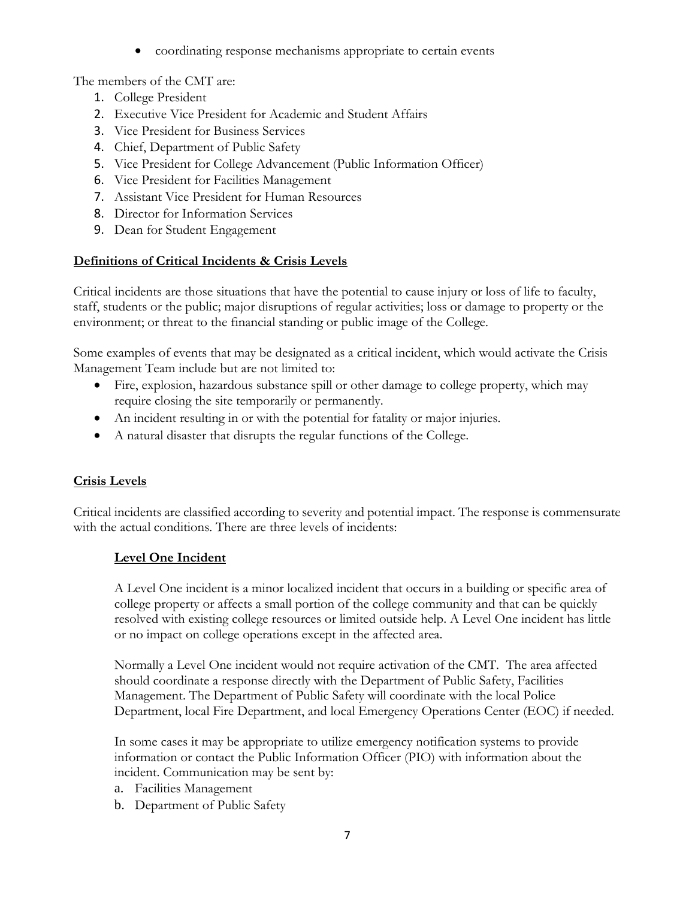- coordinating response mechanisms appropriate to certain events

The members of the CMT are:

1. College President
2. Executive Vice President for Academic and Student Affairs
3. Vice President for Business Services
4. Chief, Department of Public Safety
5. Vice President for College Advancement (Public Information Officer)
6. Vice President for Facilities Management
7. Assistant Vice President for Human Resources
8. Director for Information Services
9. Dean for Student Engagement

## Definitions of Critical Incidents & Crisis Levels

Critical incidents are those situations that have the potential to cause injury or loss of life to faculty, staff, students or the public; major disruptions of regular activities; loss or damage to property or the environment; or threat to the financial standing or public image of the College.

Some examples of events that may be designated as a critical incident, which would activate the Crisis Management Team include but are not limited to:

- Fire, explosion, hazardous substance spill or other damage to college property, which may require closing the site temporarily or permanently.
- An incident resulting in or with the potential for fatality or major injuries.
- A natural disaster that disrupts the regular functions of the College.

## Crisis Levels

Critical incidents are classified according to severity and potential impact. The response is commensurate with the actual conditions. There are three levels of incidents:

### Level One Incident

A Level One incident is a minor localized incident that occurs in a building or specific area of college property or affects a small portion of the college community and that can be quickly resolved with existing college resources or limited outside help. A Level One incident has little or no impact on college operations except in the affected area.

Normally a Level One incident would not require activation of the CMT. The area affected should coordinate a response directly with the Department of Public Safety, Facilities Management. The Department of Public Safety will coordinate with the local Police Department, local Fire Department, and local Emergency Operations Center (EOC) if needed.

In some cases it may be appropriate to utilize emergency notification systems to provide information or contact the Public Information Officer (PIO) with information about the incident. Communication may be sent by:

a. Facilities Management
b. Department of Public Safety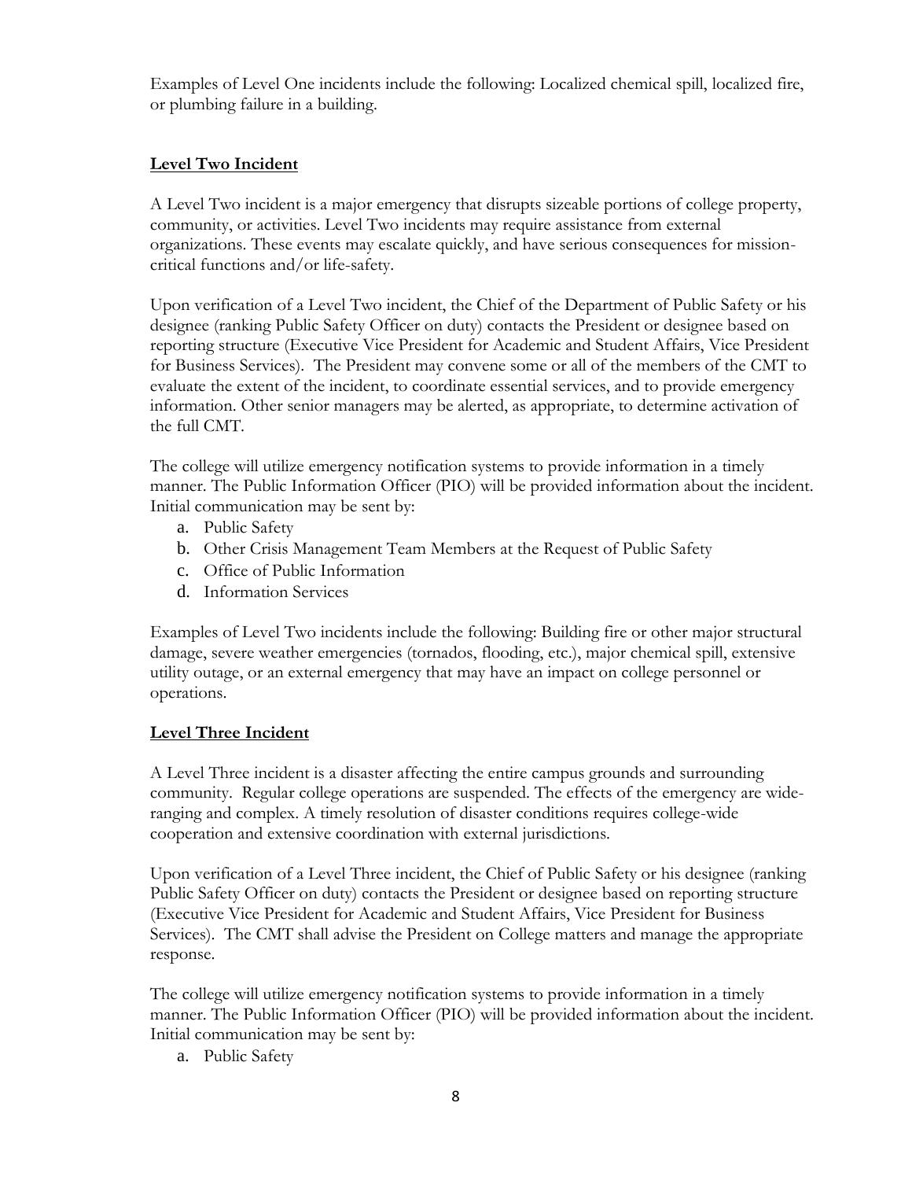Examples of Level One incidents include the following: Localized chemical spill, localized fire, or plumbing failure in a building.

**Level Two Incident**

A Level Two incident is a major emergency that disrupts sizeable portions of college property, community, or activities. Level Two incidents may require assistance from external organizations. These events may escalate quickly, and have serious consequences for mission-critical functions and/or life-safety.

Upon verification of a Level Two incident, the Chief of the Department of Public Safety or his designee (ranking Public Safety Officer on duty) contacts the President or designee based on reporting structure (Executive Vice President for Academic and Student Affairs, Vice President for Business Services). The President may convene some or all of the members of the CMT to evaluate the extent of the incident, to coordinate essential services, and to provide emergency information. Other senior managers may be alerted, as appropriate, to determine activation of the full CMT.

The college will utilize emergency notification systems to provide information in a timely manner. The Public Information Officer (PIO) will be provided information about the incident. Initial communication may be sent by:

a. Public Safety
b. Other Crisis Management Team Members at the Request of Public Safety
c. Office of Public Information
d. Information Services

Examples of Level Two incidents include the following: Building fire or other major structural damage, severe weather emergencies (tornados, flooding, etc.), major chemical spill, extensive utility outage, or an external emergency that may have an impact on college personnel or operations.

**Level Three Incident**

A Level Three incident is a disaster affecting the entire campus grounds and surrounding community. Regular college operations are suspended. The effects of the emergency are wide-ranging and complex. A timely resolution of disaster conditions requires college-wide cooperation and extensive coordination with external jurisdictions.

Upon verification of a Level Three incident, the Chief of Public Safety or his designee (ranking Public Safety Officer on duty) contacts the President or designee based on reporting structure (Executive Vice President for Academic and Student Affairs, Vice President for Business Services). The CMT shall advise the President on College matters and manage the appropriate response.

The college will utilize emergency notification systems to provide information in a timely manner. The Public Information Officer (PIO) will be provided information about the incident. Initial communication may be sent by:

a. Public Safety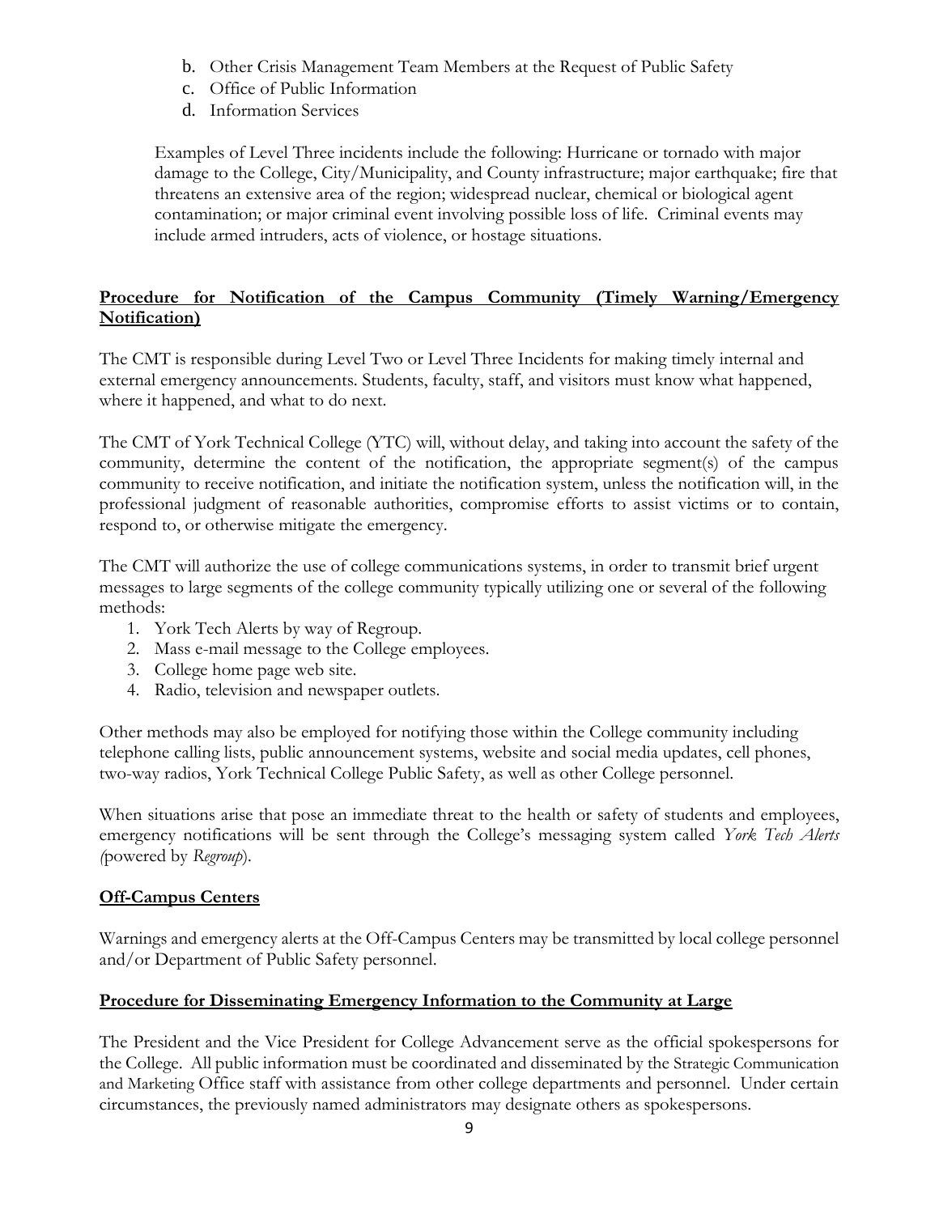b. Other Crisis Management Team Members at the Request of Public Safety
c. Office of Public Information
d. Information Services

Examples of Level Three incidents include the following: Hurricane or tornado with major damage to the College, City/Municipality, and County infrastructure; major earthquake; fire that threatens an extensive area of the region; widespread nuclear, chemical or biological agent contamination; or major criminal event involving possible loss of life. Criminal events may include armed intruders, acts of violence, or hostage situations.

**Procedure for Notification of the Campus Community (Timely Warning/Emergency Notification)**

The CMT is responsible during Level Two or Level Three Incidents for making timely internal and external emergency announcements. Students, faculty, staff, and visitors must know what happened, where it happened, and what to do next.

The CMT of York Technical College (YTC) will, without delay, and taking into account the safety of the community, determine the content of the notification, the appropriate segment(s) of the campus community to receive notification, and initiate the notification system, unless the notification will, in the professional judgment of reasonable authorities, compromise efforts to assist victims or to contain, respond to, or otherwise mitigate the emergency.

The CMT will authorize the use of college communications systems, in order to transmit brief urgent messages to large segments of the college community typically utilizing one or several of the following methods:

1. York Tech Alerts by way of Regroup.
2. Mass e-mail message to the College employees.
3. College home page web site.
4. Radio, television and newspaper outlets.

Other methods may also be employed for notifying those within the College community including telephone calling lists, public announcement systems, website and social media updates, cell phones, two-way radios, York Technical College Public Safety, as well as other College personnel.

When situations arise that pose an immediate threat to the health or safety of students and employees, emergency notifications will be sent through the College's messaging system called *York Tech Alerts (*powered by *Regroup*).

**Off-Campus Centers**

Warnings and emergency alerts at the Off-Campus Centers may be transmitted by local college personnel and/or Department of Public Safety personnel.

**Procedure for Disseminating Emergency Information to the Community at Large**

The President and the Vice President for College Advancement serve as the official spokespersons for the College. All public information must be coordinated and disseminated by the Strategic Communication and Marketing Office staff with assistance from other college departments and personnel. Under certain circumstances, the previously named administrators may designate others as spokespersons.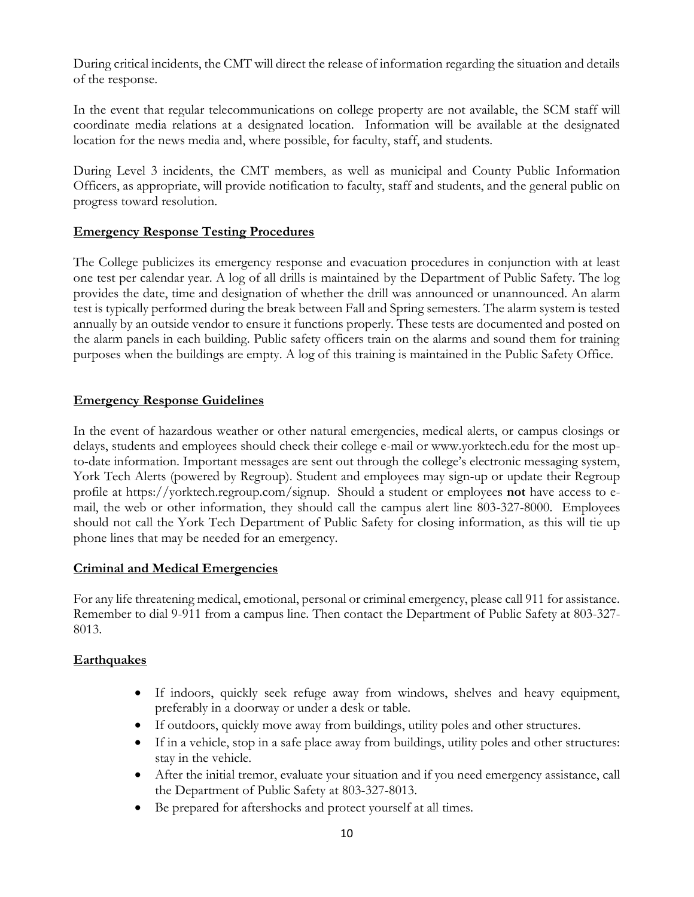During critical incidents, the CMT will direct the release of information regarding the situation and details of the response.

In the event that regular telecommunications on college property are not available, the SCM staff will coordinate media relations at a designated location. Information will be available at the designated location for the news media and, where possible, for faculty, staff, and students.

During Level 3 incidents, the CMT members, as well as municipal and County Public Information Officers, as appropriate, will provide notification to faculty, staff and students, and the general public on progress toward resolution.

## Emergency Response Testing Procedures

The College publicizes its emergency response and evacuation procedures in conjunction with at least one test per calendar year. A log of all drills is maintained by the Department of Public Safety. The log provides the date, time and designation of whether the drill was announced or unannounced. An alarm test is typically performed during the break between Fall and Spring semesters. The alarm system is tested annually by an outside vendor to ensure it functions properly. These tests are documented and posted on the alarm panels in each building. Public safety officers train on the alarms and sound them for training purposes when the buildings are empty. A log of this training is maintained in the Public Safety Office.

## Emergency Response Guidelines

In the event of hazardous weather or other natural emergencies, medical alerts, or campus closings or delays, students and employees should check their college e-mail or www.yorktech.edu for the most up-to-date information. Important messages are sent out through the college's electronic messaging system, York Tech Alerts (powered by Regroup). Student and employees may sign-up or update their Regroup profile at https://yorktech.regroup.com/signup. Should a student or employees **not** have access to e-mail, the web or other information, they should call the campus alert line 803-327-8000. Employees should not call the York Tech Department of Public Safety for closing information, as this will tie up phone lines that may be needed for an emergency.

## Criminal and Medical Emergencies

For any life threatening medical, emotional, personal or criminal emergency, please call 911 for assistance. Remember to dial 9-911 from a campus line. Then contact the Department of Public Safety at 803-327-8013.

## Earthquakes

- If indoors, quickly seek refuge away from windows, shelves and heavy equipment, preferably in a doorway or under a desk or table.
- If outdoors, quickly move away from buildings, utility poles and other structures.
- If in a vehicle, stop in a safe place away from buildings, utility poles and other structures: stay in the vehicle.
- After the initial tremor, evaluate your situation and if you need emergency assistance, call the Department of Public Safety at 803-327-8013.
- Be prepared for aftershocks and protect yourself at all times.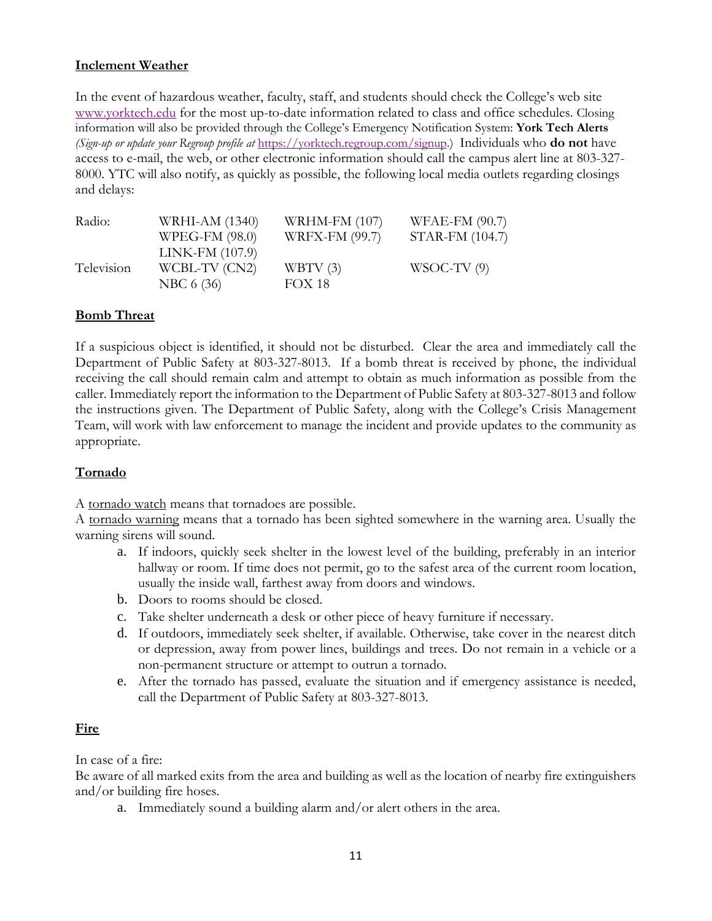## Inclement Weather

In the event of hazardous weather, faculty, staff, and students should check the College's web site www.yorktech.edu for the most up-to-date information related to class and office schedules. Closing information will also be provided through the College's Emergency Notification System: **York Tech Alerts** *(Sign-up or update your Regroup profile at* https://yorktech.regroup.com/signup.) Individuals who **do not** have access to e-mail, the web, or other electronic information should call the campus alert line at 803-327-8000. YTC will also notify, as quickly as possible, the following local media outlets regarding closings and delays:

| | | | |
|---|---|---|---|
| Radio: | WRHI-AM (1340) | WRHM-FM (107) | WFAE-FM (90.7) |
| | WPEG-FM (98.0) | WRFX-FM (99.7) | STAR-FM (104.7) |
| | LINK-FM (107.9) | | |
| Television | WCBL-TV (CN2) | WBTV (3) | WSOC-TV (9) |
| | NBC 6 (36) | FOX 18 | |

## Bomb Threat

If a suspicious object is identified, it should not be disturbed. Clear the area and immediately call the Department of Public Safety at 803-327-8013. If a bomb threat is received by phone, the individual receiving the call should remain calm and attempt to obtain as much information as possible from the caller. Immediately report the information to the Department of Public Safety at 803-327-8013 and follow the instructions given. The Department of Public Safety, along with the College's Crisis Management Team, will work with law enforcement to manage the incident and provide updates to the community as appropriate.

## Tornado

A tornado watch means that tornadoes are possible.
A tornado warning means that a tornado has been sighted somewhere in the warning area. Usually the warning sirens will sound.

a. If indoors, quickly seek shelter in the lowest level of the building, preferably in an interior hallway or room. If time does not permit, go to the safest area of the current room location, usually the inside wall, farthest away from doors and windows.
b. Doors to rooms should be closed.
c. Take shelter underneath a desk or other piece of heavy furniture if necessary.
d. If outdoors, immediately seek shelter, if available. Otherwise, take cover in the nearest ditch or depression, away from power lines, buildings and trees. Do not remain in a vehicle or a non-permanent structure or attempt to outrun a tornado.
e. After the tornado has passed, evaluate the situation and if emergency assistance is needed, call the Department of Public Safety at 803-327-8013.

## Fire

In case of a fire:
Be aware of all marked exits from the area and building as well as the location of nearby fire extinguishers and/or building fire hoses.

a. Immediately sound a building alarm and/or alert others in the area.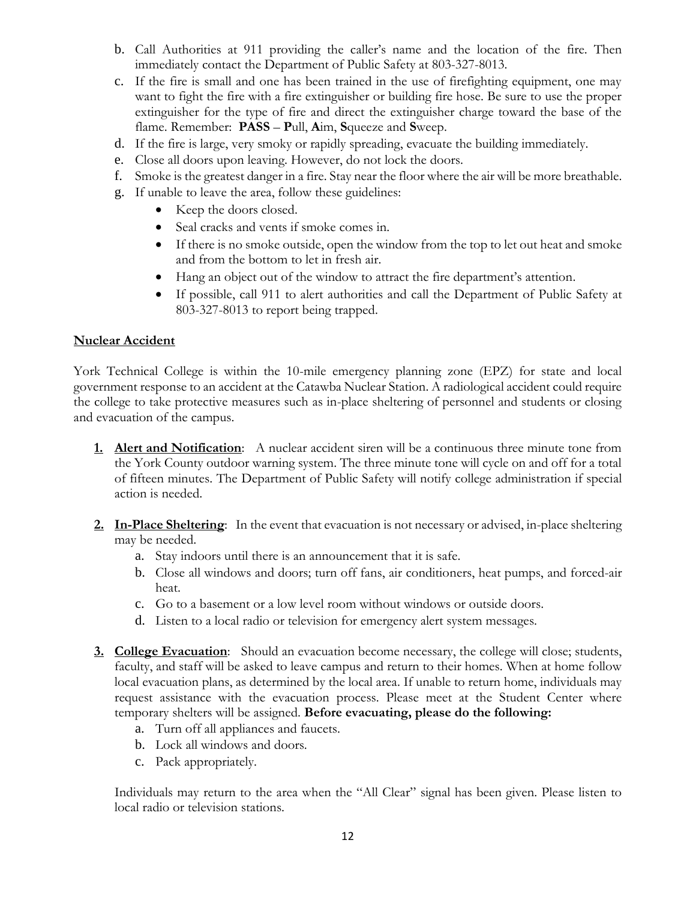b. Call Authorities at 911 providing the caller's name and the location of the fire. Then immediately contact the Department of Public Safety at 803-327-8013.
c. If the fire is small and one has been trained in the use of firefighting equipment, one may want to fight the fire with a fire extinguisher or building fire hose. Be sure to use the proper extinguisher for the type of fire and direct the extinguisher charge toward the base of the flame. Remember: **PASS** – **P**ull, **A**im, **S**queeze and **S**weep.
d. If the fire is large, very smoky or rapidly spreading, evacuate the building immediately.
e. Close all doors upon leaving. However, do not lock the doors.
f. Smoke is the greatest danger in a fire. Stay near the floor where the air will be more breathable.
g. If unable to leave the area, follow these guidelines:
    - Keep the doors closed.
    - Seal cracks and vents if smoke comes in.
    - If there is no smoke outside, open the window from the top to let out heat and smoke and from the bottom to let in fresh air.
    - Hang an object out of the window to attract the fire department's attention.
    - If possible, call 911 to alert authorities and call the Department of Public Safety at 803-327-8013 to report being trapped.

**Nuclear Accident**

York Technical College is within the 10-mile emergency planning zone (EPZ) for state and local government response to an accident at the Catawba Nuclear Station. A radiological accident could require the college to take protective measures such as in-place sheltering of personnel and students or closing and evacuation of the campus.

1. **Alert and Notification**: A nuclear accident siren will be a continuous three minute tone from the York County outdoor warning system. The three minute tone will cycle on and off for a total of fifteen minutes. The Department of Public Safety will notify college administration if special action is needed.

2. **In-Place Sheltering**: In the event that evacuation is not necessary or advised, in-place sheltering may be needed.
    a. Stay indoors until there is an announcement that it is safe.
    b. Close all windows and doors; turn off fans, air conditioners, heat pumps, and forced-air heat.
    c. Go to a basement or a low level room without windows or outside doors.
    d. Listen to a local radio or television for emergency alert system messages.

3. **College Evacuation**: Should an evacuation become necessary, the college will close; students, faculty, and staff will be asked to leave campus and return to their homes. When at home follow local evacuation plans, as determined by the local area. If unable to return home, individuals may request assistance with the evacuation process. Please meet at the Student Center where temporary shelters will be assigned. **Before evacuating, please do the following:**
    a. Turn off all appliances and faucets.
    b. Lock all windows and doors.
    c. Pack appropriately.

    Individuals may return to the area when the "All Clear" signal has been given. Please listen to local radio or television stations.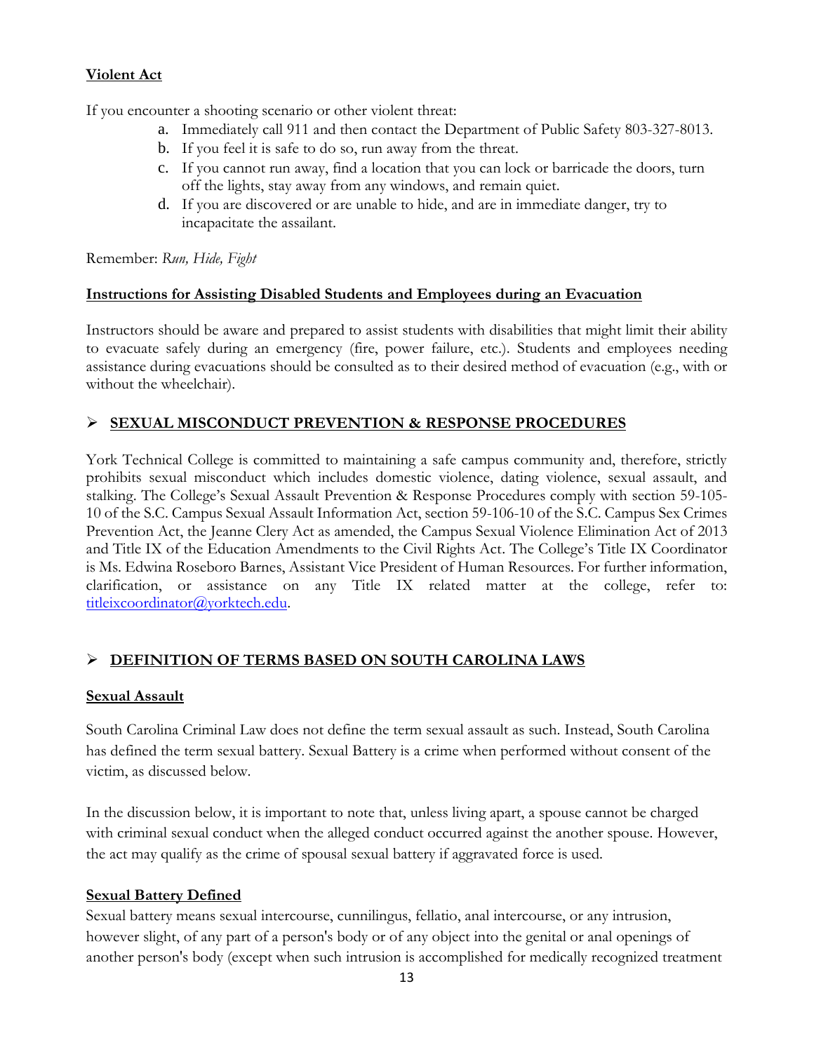**Violent Act**

If you encounter a shooting scenario or other violent threat:

a. Immediately call 911 and then contact the Department of Public Safety 803-327-8013.
b. If you feel it is safe to do so, run away from the threat.
c. If you cannot run away, find a location that you can lock or barricade the doors, turn off the lights, stay away from any windows, and remain quiet.
d. If you are discovered or are unable to hide, and are in immediate danger, try to incapacitate the assailant.

Remember: *Run, Hide, Fight*

**Instructions for Assisting Disabled Students and Employees during an Evacuation**

Instructors should be aware and prepared to assist students with disabilities that might limit their ability to evacuate safely during an emergency (fire, power failure, etc.). Students and employees needing assistance during evacuations should be consulted as to their desired method of evacuation (e.g., with or without the wheelchair).

## ➢ SEXUAL MISCONDUCT PREVENTION & RESPONSE PROCEDURES

York Technical College is committed to maintaining a safe campus community and, therefore, strictly prohibits sexual misconduct which includes domestic violence, dating violence, sexual assault, and stalking. The College's Sexual Assault Prevention & Response Procedures comply with section 59-105-10 of the S.C. Campus Sexual Assault Information Act, section 59-106-10 of the S.C. Campus Sex Crimes Prevention Act, the Jeanne Clery Act as amended, the Campus Sexual Violence Elimination Act of 2013 and Title IX of the Education Amendments to the Civil Rights Act. The College's Title IX Coordinator is Ms. Edwina Roseboro Barnes, Assistant Vice President of Human Resources. For further information, clarification, or assistance on any Title IX related matter at the college, refer to: titleixcoordinator@yorktech.edu.

## ➢ DEFINITION OF TERMS BASED ON SOUTH CAROLINA LAWS

**Sexual Assault**

South Carolina Criminal Law does not define the term sexual assault as such. Instead, South Carolina has defined the term sexual battery. Sexual Battery is a crime when performed without consent of the victim, as discussed below.

In the discussion below, it is important to note that, unless living apart, a spouse cannot be charged with criminal sexual conduct when the alleged conduct occurred against the another spouse. However, the act may qualify as the crime of spousal sexual battery if aggravated force is used.

**Sexual Battery Defined**

Sexual battery means sexual intercourse, cunnilingus, fellatio, anal intercourse, or any intrusion, however slight, of any part of a person's body or of any object into the genital or anal openings of another person's body (except when such intrusion is accomplished for medically recognized treatment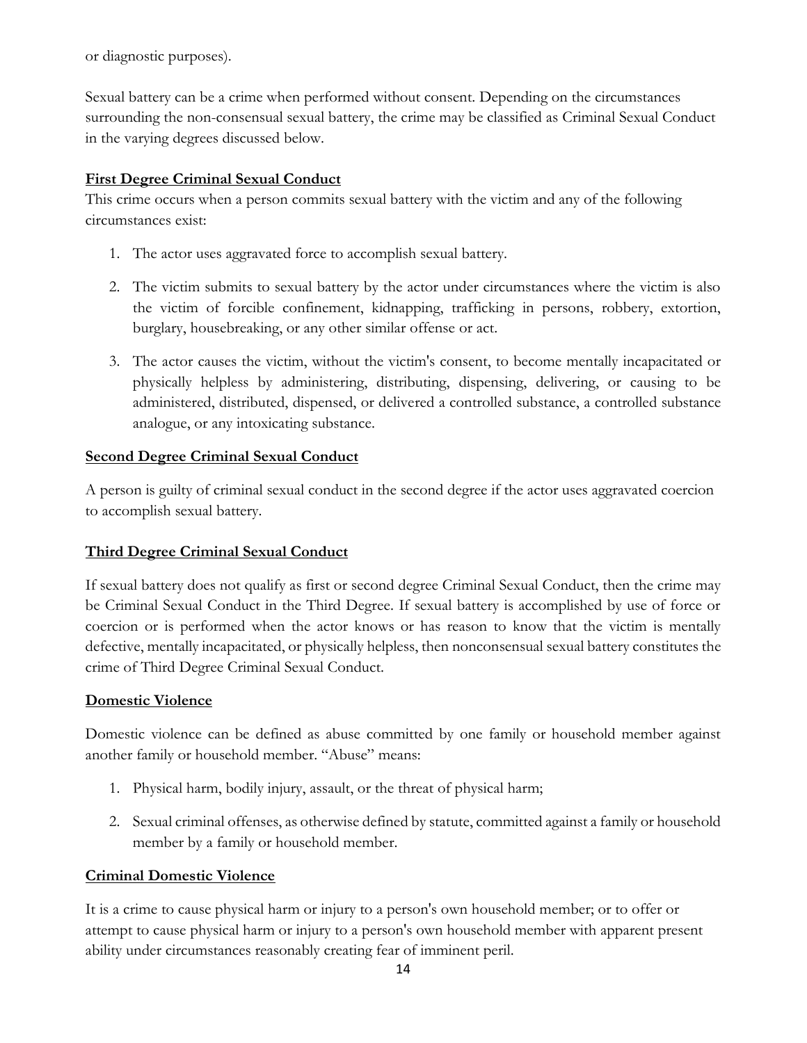or diagnostic purposes).

Sexual battery can be a crime when performed without consent. Depending on the circumstances surrounding the non-consensual sexual battery, the crime may be classified as Criminal Sexual Conduct in the varying degrees discussed below.

**First Degree Criminal Sexual Conduct**

This crime occurs when a person commits sexual battery with the victim and any of the following circumstances exist:

1. The actor uses aggravated force to accomplish sexual battery.
2. The victim submits to sexual battery by the actor under circumstances where the victim is also the victim of forcible confinement, kidnapping, trafficking in persons, robbery, extortion, burglary, housebreaking, or any other similar offense or act.
3. The actor causes the victim, without the victim's consent, to become mentally incapacitated or physically helpless by administering, distributing, dispensing, delivering, or causing to be administered, distributed, dispensed, or delivered a controlled substance, a controlled substance analogue, or any intoxicating substance.

**Second Degree Criminal Sexual Conduct**

A person is guilty of criminal sexual conduct in the second degree if the actor uses aggravated coercion to accomplish sexual battery.

**Third Degree Criminal Sexual Conduct**

If sexual battery does not qualify as first or second degree Criminal Sexual Conduct, then the crime may be Criminal Sexual Conduct in the Third Degree. If sexual battery is accomplished by use of force or coercion or is performed when the actor knows or has reason to know that the victim is mentally defective, mentally incapacitated, or physically helpless, then nonconsensual sexual battery constitutes the crime of Third Degree Criminal Sexual Conduct.

**Domestic Violence**

Domestic violence can be defined as abuse committed by one family or household member against another family or household member. "Abuse" means:

1. Physical harm, bodily injury, assault, or the threat of physical harm;
2. Sexual criminal offenses, as otherwise defined by statute, committed against a family or household member by a family or household member.

**Criminal Domestic Violence**

It is a crime to cause physical harm or injury to a person's own household member; or to offer or attempt to cause physical harm or injury to a person's own household member with apparent present ability under circumstances reasonably creating fear of imminent peril.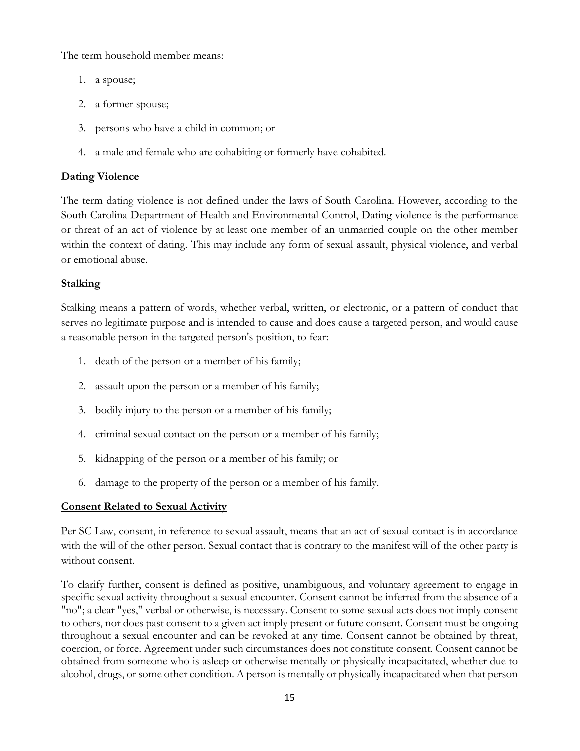The term household member means:

1. a spouse;
2. a former spouse;
3. persons who have a child in common; or
4. a male and female who are cohabiting or formerly have cohabited.

**Dating Violence**

The term dating violence is not defined under the laws of South Carolina. However, according to the South Carolina Department of Health and Environmental Control, Dating violence is the performance or threat of an act of violence by at least one member of an unmarried couple on the other member within the context of dating. This may include any form of sexual assault, physical violence, and verbal or emotional abuse.

**Stalking**

Stalking means a pattern of words, whether verbal, written, or electronic, or a pattern of conduct that serves no legitimate purpose and is intended to cause and does cause a targeted person, and would cause a reasonable person in the targeted person's position, to fear:

1. death of the person or a member of his family;
2. assault upon the person or a member of his family;
3. bodily injury to the person or a member of his family;
4. criminal sexual contact on the person or a member of his family;
5. kidnapping of the person or a member of his family; or
6. damage to the property of the person or a member of his family.

**Consent Related to Sexual Activity**

Per SC Law, consent, in reference to sexual assault, means that an act of sexual contact is in accordance with the will of the other person. Sexual contact that is contrary to the manifest will of the other party is without consent.

To clarify further, consent is defined as positive, unambiguous, and voluntary agreement to engage in specific sexual activity throughout a sexual encounter. Consent cannot be inferred from the absence of a "no"; a clear "yes," verbal or otherwise, is necessary. Consent to some sexual acts does not imply consent to others, nor does past consent to a given act imply present or future consent. Consent must be ongoing throughout a sexual encounter and can be revoked at any time. Consent cannot be obtained by threat, coercion, or force. Agreement under such circumstances does not constitute consent. Consent cannot be obtained from someone who is asleep or otherwise mentally or physically incapacitated, whether due to alcohol, drugs, or some other condition. A person is mentally or physically incapacitated when that person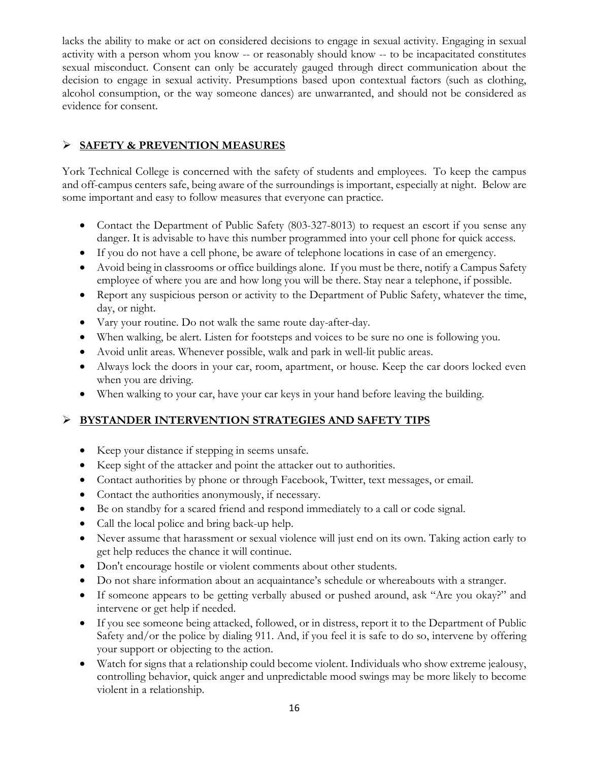lacks the ability to make or act on considered decisions to engage in sexual activity. Engaging in sexual activity with a person whom you know -- or reasonably should know -- to be incapacitated constitutes sexual misconduct. Consent can only be accurately gauged through direct communication about the decision to engage in sexual activity. Presumptions based upon contextual factors (such as clothing, alcohol consumption, or the way someone dances) are unwarranted, and should not be considered as evidence for consent.

## **SAFETY & PREVENTION MEASURES**

York Technical College is concerned with the safety of students and employees. To keep the campus and off-campus centers safe, being aware of the surroundings is important, especially at night. Below are some important and easy to follow measures that everyone can practice.

- Contact the Department of Public Safety (803-327-8013) to request an escort if you sense any danger. It is advisable to have this number programmed into your cell phone for quick access.
- If you do not have a cell phone, be aware of telephone locations in case of an emergency.
- Avoid being in classrooms or office buildings alone. If you must be there, notify a Campus Safety employee of where you are and how long you will be there. Stay near a telephone, if possible.
- Report any suspicious person or activity to the Department of Public Safety, whatever the time, day, or night.
- Vary your routine. Do not walk the same route day-after-day.
- When walking, be alert. Listen for footsteps and voices to be sure no one is following you.
- Avoid unlit areas. Whenever possible, walk and park in well-lit public areas.
- Always lock the doors in your car, room, apartment, or house. Keep the car doors locked even when you are driving.
- When walking to your car, have your car keys in your hand before leaving the building.

## **BYSTANDER INTERVENTION STRATEGIES AND SAFETY TIPS**

- Keep your distance if stepping in seems unsafe.
- Keep sight of the attacker and point the attacker out to authorities.
- Contact authorities by phone or through Facebook, Twitter, text messages, or email.
- Contact the authorities anonymously, if necessary.
- Be on standby for a scared friend and respond immediately to a call or code signal.
- Call the local police and bring back-up help.
- Never assume that harassment or sexual violence will just end on its own. Taking action early to get help reduces the chance it will continue.
- Don't encourage hostile or violent comments about other students.
- Do not share information about an acquaintance's schedule or whereabouts with a stranger.
- If someone appears to be getting verbally abused or pushed around, ask "Are you okay?" and intervene or get help if needed.
- If you see someone being attacked, followed, or in distress, report it to the Department of Public Safety and/or the police by dialing 911. And, if you feel it is safe to do so, intervene by offering your support or objecting to the action.
- Watch for signs that a relationship could become violent. Individuals who show extreme jealousy, controlling behavior, quick anger and unpredictable mood swings may be more likely to become violent in a relationship.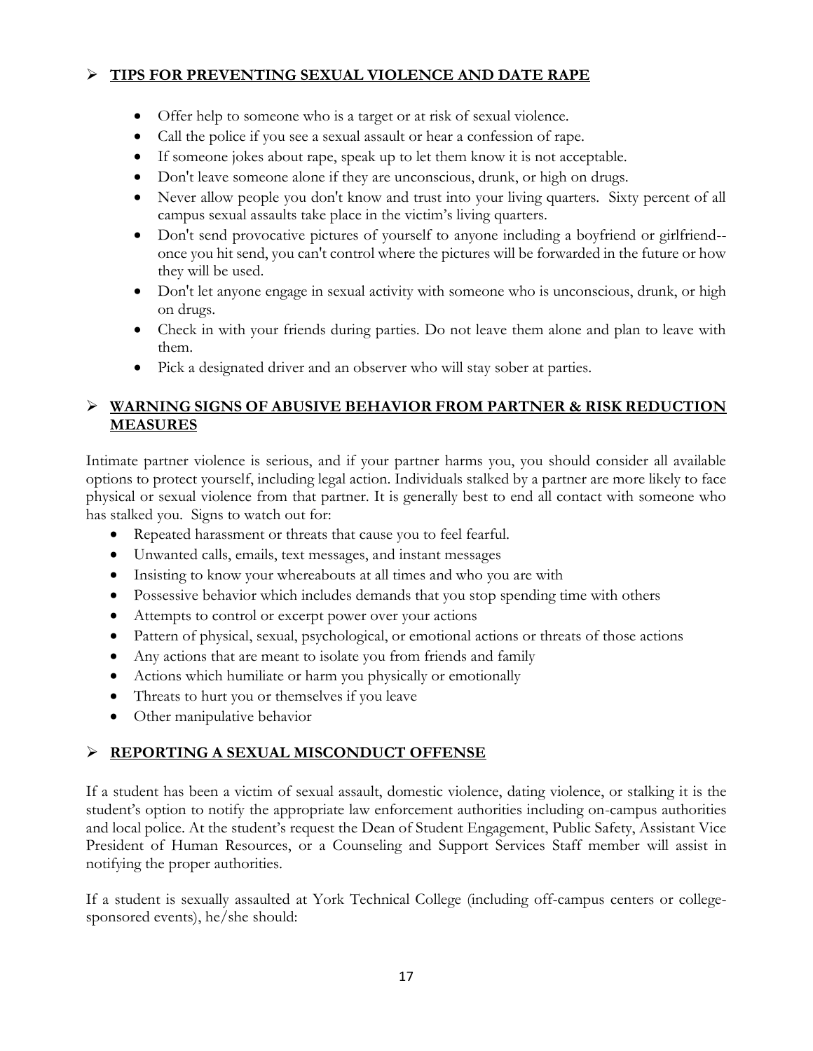## ➢ TIPS FOR PREVENTING SEXUAL VIOLENCE AND DATE RAPE

- Offer help to someone who is a target or at risk of sexual violence.
- Call the police if you see a sexual assault or hear a confession of rape.
- If someone jokes about rape, speak up to let them know it is not acceptable.
- Don't leave someone alone if they are unconscious, drunk, or high on drugs.
- Never allow people you don't know and trust into your living quarters. Sixty percent of all campus sexual assaults take place in the victim's living quarters.
- Don't send provocative pictures of yourself to anyone including a boyfriend or girlfriend--once you hit send, you can't control where the pictures will be forwarded in the future or how they will be used.
- Don't let anyone engage in sexual activity with someone who is unconscious, drunk, or high on drugs.
- Check in with your friends during parties. Do not leave them alone and plan to leave with them.
- Pick a designated driver and an observer who will stay sober at parties.

## ➢ WARNING SIGNS OF ABUSIVE BEHAVIOR FROM PARTNER & RISK REDUCTION MEASURES

Intimate partner violence is serious, and if your partner harms you, you should consider all available options to protect yourself, including legal action. Individuals stalked by a partner are more likely to face physical or sexual violence from that partner. It is generally best to end all contact with someone who has stalked you. Signs to watch out for:

- Repeated harassment or threats that cause you to feel fearful.
- Unwanted calls, emails, text messages, and instant messages
- Insisting to know your whereabouts at all times and who you are with
- Possessive behavior which includes demands that you stop spending time with others
- Attempts to control or excerpt power over your actions
- Pattern of physical, sexual, psychological, or emotional actions or threats of those actions
- Any actions that are meant to isolate you from friends and family
- Actions which humiliate or harm you physically or emotionally
- Threats to hurt you or themselves if you leave
- Other manipulative behavior

## ➢ REPORTING A SEXUAL MISCONDUCT OFFENSE

If a student has been a victim of sexual assault, domestic violence, dating violence, or stalking it is the student's option to notify the appropriate law enforcement authorities including on-campus authorities and local police. At the student's request the Dean of Student Engagement, Public Safety, Assistant Vice President of Human Resources, or a Counseling and Support Services Staff member will assist in notifying the proper authorities.

If a student is sexually assaulted at York Technical College (including off-campus centers or college-sponsored events), he/she should: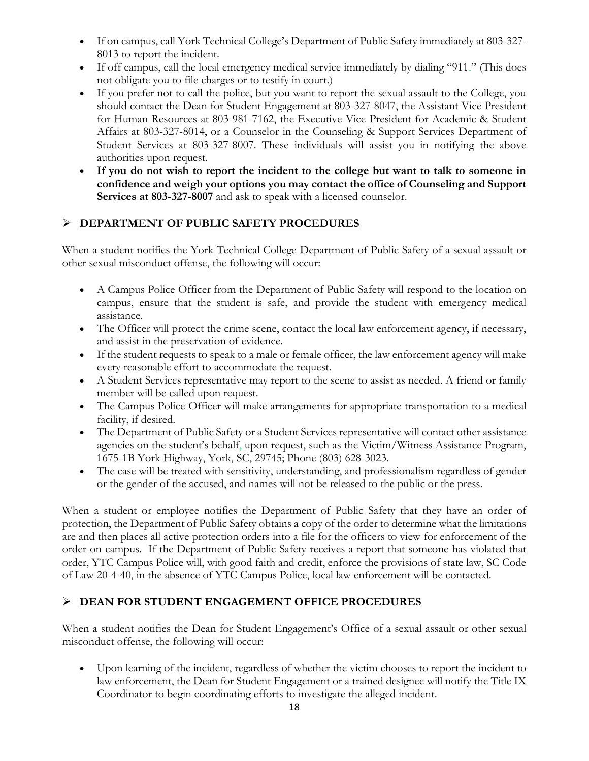- If on campus, call York Technical College's Department of Public Safety immediately at 803-327-8013 to report the incident.
- If off campus, call the local emergency medical service immediately by dialing "911." (This does not obligate you to file charges or to testify in court.)
- If you prefer not to call the police, but you want to report the sexual assault to the College, you should contact the Dean for Student Engagement at 803-327-8047, the Assistant Vice President for Human Resources at 803-981-7162, the Executive Vice President for Academic & Student Affairs at 803-327-8014, or a Counselor in the Counseling & Support Services Department of Student Services at 803-327-8007. These individuals will assist you in notifying the above authorities upon request.
- **If you do not wish to report the incident to the college but want to talk to someone in confidence and weigh your options you may contact the office of Counseling and Support Services at 803-327-8007** and ask to speak with a licensed counselor.

## **DEPARTMENT OF PUBLIC SAFETY PROCEDURES**

When a student notifies the York Technical College Department of Public Safety of a sexual assault or other sexual misconduct offense, the following will occur:

- A Campus Police Officer from the Department of Public Safety will respond to the location on campus, ensure that the student is safe, and provide the student with emergency medical assistance.
- The Officer will protect the crime scene, contact the local law enforcement agency, if necessary, and assist in the preservation of evidence.
- If the student requests to speak to a male or female officer, the law enforcement agency will make every reasonable effort to accommodate the request.
- A Student Services representative may report to the scene to assist as needed. A friend or family member will be called upon request.
- The Campus Police Officer will make arrangements for appropriate transportation to a medical facility, if desired.
- The Department of Public Safety or a Student Services representative will contact other assistance agencies on the student's behalf, upon request, such as the Victim/Witness Assistance Program, 1675-1B York Highway, York, SC, 29745; Phone (803) 628-3023.
- The case will be treated with sensitivity, understanding, and professionalism regardless of gender or the gender of the accused, and names will not be released to the public or the press.

When a student or employee notifies the Department of Public Safety that they have an order of protection, the Department of Public Safety obtains a copy of the order to determine what the limitations are and then places all active protection orders into a file for the officers to view for enforcement of the order on campus. If the Department of Public Safety receives a report that someone has violated that order, YTC Campus Police will, with good faith and credit, enforce the provisions of state law, SC Code of Law 20-4-40, in the absence of YTC Campus Police, local law enforcement will be contacted.

## **DEAN FOR STUDENT ENGAGEMENT OFFICE PROCEDURES**

When a student notifies the Dean for Student Engagement's Office of a sexual assault or other sexual misconduct offense, the following will occur:

- Upon learning of the incident, regardless of whether the victim chooses to report the incident to law enforcement, the Dean for Student Engagement or a trained designee will notify the Title IX Coordinator to begin coordinating efforts to investigate the alleged incident.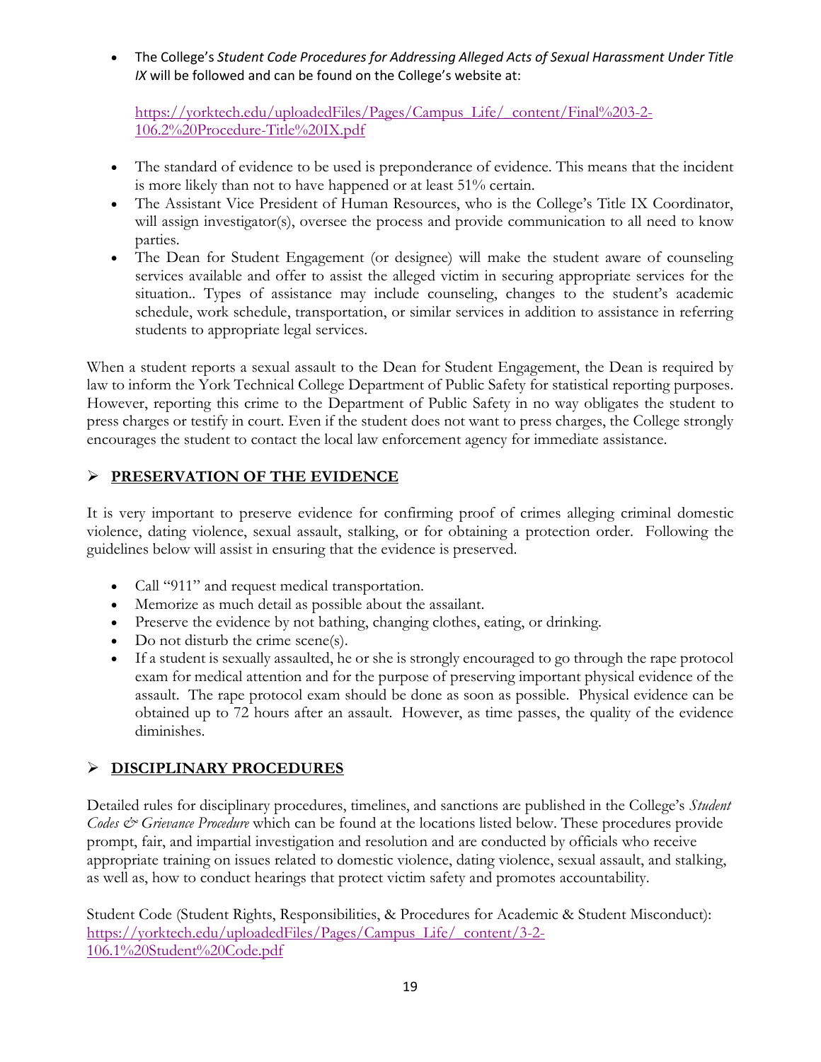- The College's *Student Code Procedures for Addressing Alleged Acts of Sexual Harassment Under Title IX* will be followed and can be found on the College's website at:

  https://yorktech.edu/uploadedFiles/Pages/Campus_Life/_content/Final%203-2-106.2%20Procedure-Title%20IX.pdf

- The standard of evidence to be used is preponderance of evidence. This means that the incident is more likely than not to have happened or at least 51% certain.
- The Assistant Vice President of Human Resources, who is the College's Title IX Coordinator, will assign investigator(s), oversee the process and provide communication to all need to know parties.
- The Dean for Student Engagement (or designee) will make the student aware of counseling services available and offer to assist the alleged victim in securing appropriate services for the situation.. Types of assistance may include counseling, changes to the student's academic schedule, work schedule, transportation, or similar services in addition to assistance in referring students to appropriate legal services.

When a student reports a sexual assault to the Dean for Student Engagement, the Dean is required by law to inform the York Technical College Department of Public Safety for statistical reporting purposes. However, reporting this crime to the Department of Public Safety in no way obligates the student to press charges or testify in court. Even if the student does not want to press charges, the College strongly encourages the student to contact the local law enforcement agency for immediate assistance.

## PRESERVATION OF THE EVIDENCE

It is very important to preserve evidence for confirming proof of crimes alleging criminal domestic violence, dating violence, sexual assault, stalking, or for obtaining a protection order. Following the guidelines below will assist in ensuring that the evidence is preserved.

- Call "911" and request medical transportation.
- Memorize as much detail as possible about the assailant.
- Preserve the evidence by not bathing, changing clothes, eating, or drinking.
- Do not disturb the crime scene(s).
- If a student is sexually assaulted, he or she is strongly encouraged to go through the rape protocol exam for medical attention and for the purpose of preserving important physical evidence of the assault. The rape protocol exam should be done as soon as possible. Physical evidence can be obtained up to 72 hours after an assault. However, as time passes, the quality of the evidence diminishes.

## DISCIPLINARY PROCEDURES

Detailed rules for disciplinary procedures, timelines, and sanctions are published in the College's *Student Codes & Grievance Procedure* which can be found at the locations listed below. These procedures provide prompt, fair, and impartial investigation and resolution and are conducted by officials who receive appropriate training on issues related to domestic violence, dating violence, sexual assault, and stalking, as well as, how to conduct hearings that protect victim safety and promotes accountability.

Student Code (Student Rights, Responsibilities, & Procedures for Academic & Student Misconduct): https://yorktech.edu/uploadedFiles/Pages/Campus_Life/_content/3-2-106.1%20Student%20Code.pdf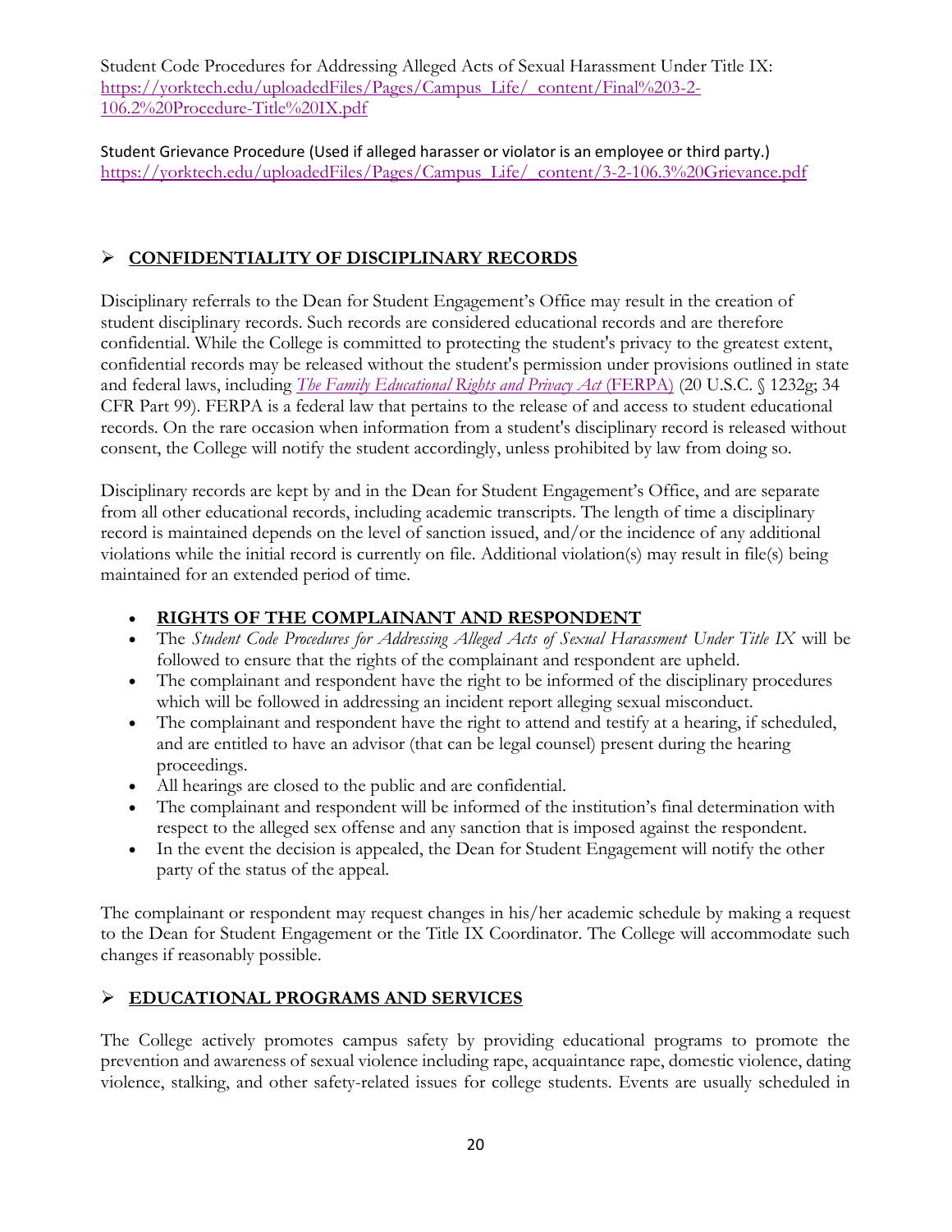Student Code Procedures for Addressing Alleged Acts of Sexual Harassment Under Title IX: [https://yorktech.edu/uploadedFiles/Pages/Campus_Life/_content/Final%203-2-106.2%20Procedure-Title%20IX.pdf](https://yorktech.edu/uploadedFiles/Pages/Campus_Life/_content/Final%203-2-106.2%20Procedure-Title%20IX.pdf)

Student Grievance Procedure (Used if alleged harasser or violator is an employee or third party.) [https://yorktech.edu/uploadedFiles/Pages/Campus_Life/_content/3-2-106.3%20Grievance.pdf](https://yorktech.edu/uploadedFiles/Pages/Campus_Life/_content/3-2-106.3%20Grievance.pdf)

## CONFIDENTIALITY OF DISCIPLINARY RECORDS

Disciplinary referrals to the Dean for Student Engagement's Office may result in the creation of student disciplinary records. Such records are considered educational records and are therefore confidential. While the College is committed to protecting the student's privacy to the greatest extent, confidential records may be released without the student's permission under provisions outlined in state and federal laws, including *The Family Educational Rights and Privacy Act* (FERPA) (20 U.S.C. § 1232g; 34 CFR Part 99). FERPA is a federal law that pertains to the release of and access to student educational records. On the rare occasion when information from a student's disciplinary record is released without consent, the College will notify the student accordingly, unless prohibited by law from doing so.

Disciplinary records are kept by and in the Dean for Student Engagement's Office, and are separate from all other educational records, including academic transcripts. The length of time a disciplinary record is maintained depends on the level of sanction issued, and/or the incidence of any additional violations while the initial record is currently on file. Additional violation(s) may result in file(s) being maintained for an extended period of time.

- **RIGHTS OF THE COMPLAINANT AND RESPONDENT**
- The *Student Code Procedures for Addressing Alleged Acts of Sexual Harassment Under Title IX* will be followed to ensure that the rights of the complainant and respondent are upheld.
- The complainant and respondent have the right to be informed of the disciplinary procedures which will be followed in addressing an incident report alleging sexual misconduct.
- The complainant and respondent have the right to attend and testify at a hearing, if scheduled, and are entitled to have an advisor (that can be legal counsel) present during the hearing proceedings.
- All hearings are closed to the public and are confidential.
- The complainant and respondent will be informed of the institution's final determination with respect to the alleged sex offense and any sanction that is imposed against the respondent.
- In the event the decision is appealed, the Dean for Student Engagement will notify the other party of the status of the appeal.

The complainant or respondent may request changes in his/her academic schedule by making a request to the Dean for Student Engagement or the Title IX Coordinator. The College will accommodate such changes if reasonably possible.

## EDUCATIONAL PROGRAMS AND SERVICES

The College actively promotes campus safety by providing educational programs to promote the prevention and awareness of sexual violence including rape, acquaintance rape, domestic violence, dating violence, stalking, and other safety-related issues for college students. Events are usually scheduled in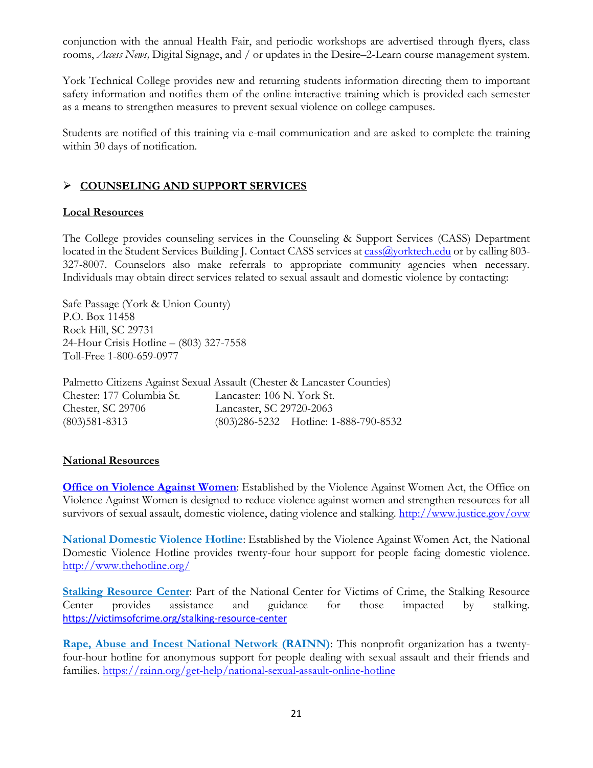conjunction with the annual Health Fair, and periodic workshops are advertised through flyers, class rooms, *Access News,* Digital Signage, and / or updates in the Desire–2-Learn course management system.

York Technical College provides new and returning students information directing them to important safety information and notifies them of the online interactive training which is provided each semester as a means to strengthen measures to prevent sexual violence on college campuses.

Students are notified of this training via e-mail communication and are asked to complete the training within 30 days of notification.

## COUNSELING AND SUPPORT SERVICES

### Local Resources

The College provides counseling services in the Counseling & Support Services (CASS) Department located in the Student Services Building J. Contact CASS services at cass@yorktech.edu or by calling 803-327-8007. Counselors also make referrals to appropriate community agencies when necessary. Individuals may obtain direct services related to sexual assault and domestic violence by contacting:

Safe Passage (York & Union County)
P.O. Box 11458
Rock Hill, SC 29731
24-Hour Crisis Hotline – (803) 327-7558
Toll-Free 1-800-659-0977

Palmetto Citizens Against Sexual Assault (Chester & Lancaster Counties)

| Chester: 177 Columbia St. | Lancaster: 106 N. York St. |
|---|---|
| Chester, SC 29706 | Lancaster, SC 29720-2063 |
| (803)581-8313 | (803)286-5232 Hotline: 1-888-790-8532 |

### National Resources

**Office on Violence Against Women**: Established by the Violence Against Women Act, the Office on Violence Against Women is designed to reduce violence against women and strengthen resources for all survivors of sexual assault, domestic violence, dating violence and stalking. http://www.justice.gov/ovw

**National Domestic Violence Hotline**: Established by the Violence Against Women Act, the National Domestic Violence Hotline provides twenty-four hour support for people facing domestic violence. http://www.thehotline.org/

**Stalking Resource Center**: Part of the National Center for Victims of Crime, the Stalking Resource Center provides assistance and guidance for those impacted by stalking. https://victimsofcrime.org/stalking-resource-center

**Rape, Abuse and Incest National Network (RAINN)**: This nonprofit organization has a twenty-four-hour hotline for anonymous support for people dealing with sexual assault and their friends and families. https://rainn.org/get-help/national-sexual-assault-online-hotline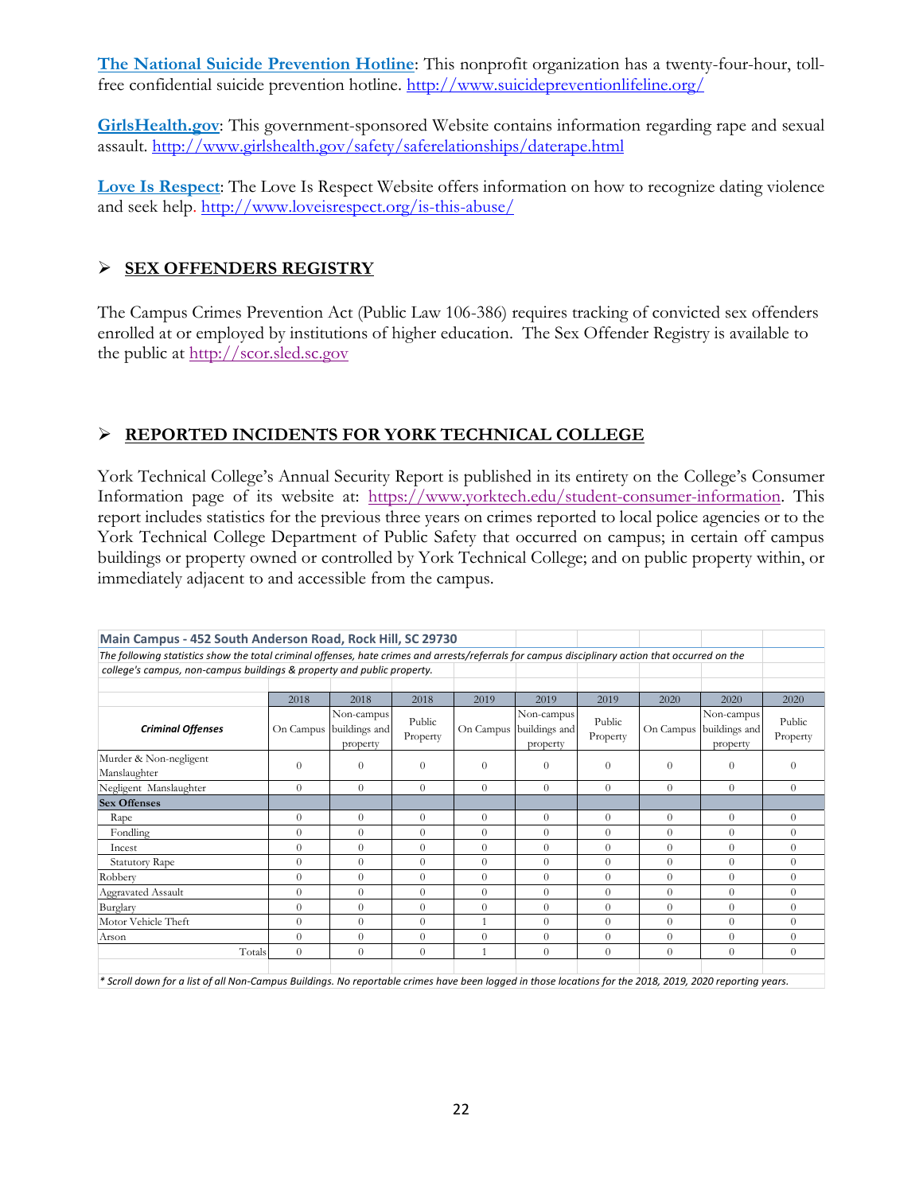**[The National Suicide Prevention Hotline](http://www.suicidepreventionlifeline.org/)**: This nonprofit organization has a twenty-four-hour, toll-free confidential suicide prevention hotline. http://www.suicidepreventionlifeline.org/

**[GirlsHealth.gov](http://www.girlshealth.gov/safety/saferelationships/daterape.html)**: This government-sponsored Website contains information regarding rape and sexual assault. http://www.girlshealth.gov/safety/saferelationships/daterape.html

**[Love Is Respect](http://www.loveisrespect.org/is-this-abuse/)**: The Love Is Respect Website offers information on how to recognize dating violence and seek help. http://www.loveisrespect.org/is-this-abuse/

## ➢ SEX OFFENDERS REGISTRY

The Campus Crimes Prevention Act (Public Law 106-386) requires tracking of convicted sex offenders enrolled at or employed by institutions of higher education. The Sex Offender Registry is available to the public at http://scor.sled.sc.gov

## ➢ REPORTED INCIDENTS FOR YORK TECHNICAL COLLEGE

York Technical College's Annual Security Report is published in its entirety on the College's Consumer Information page of its website at: https://www.yorktech.edu/student-consumer-information. This report includes statistics for the previous three years on crimes reported to local police agencies or to the York Technical College Department of Public Safety that occurred on campus; in certain off campus buildings or property owned or controlled by York Technical College; and on public property within, or immediately adjacent to and accessible from the campus.

**Main Campus - 452 South Anderson Road, Rock Hill, SC 29730**

*The following statistics show the total criminal offenses, hate crimes and arrests/referrals for campus disciplinary action that occurred on the college's campus, non-campus buildings & property and public property.*

| | 2018 | 2018 | 2018 | 2019 | 2019 | 2019 | 2020 | 2020 | 2020 |
|---|---|---|---|---|---|---|---|---|---|
| ***Criminal Offenses*** | On Campus | Non-campus buildings and property | Public Property | On Campus | Non-campus buildings and property | Public Property | On Campus | Non-campus buildings and property | Public Property |
| Murder & Non-negligent Manslaughter | 0 | 0 | 0 | 0 | 0 | 0 | 0 | 0 | 0 |
| Negligent Manslaughter | 0 | 0 | 0 | 0 | 0 | 0 | 0 | 0 | 0 |
| **Sex Offenses** | | | | | | | | | |
| Rape | 0 | 0 | 0 | 0 | 0 | 0 | 0 | 0 | 0 |
| Fondling | 0 | 0 | 0 | 0 | 0 | 0 | 0 | 0 | 0 |
| Incest | 0 | 0 | 0 | 0 | 0 | 0 | 0 | 0 | 0 |
| Statutory Rape | 0 | 0 | 0 | 0 | 0 | 0 | 0 | 0 | 0 |
| Robbery | 0 | 0 | 0 | 0 | 0 | 0 | 0 | 0 | 0 |
| Aggravated Assault | 0 | 0 | 0 | 0 | 0 | 0 | 0 | 0 | 0 |
| Burglary | 0 | 0 | 0 | 0 | 0 | 0 | 0 | 0 | 0 |
| Motor Vehicle Theft | 0 | 0 | 0 | 1 | 0 | 0 | 0 | 0 | 0 |
| Arson | 0 | 0 | 0 | 0 | 0 | 0 | 0 | 0 | 0 |
| Totals | 0 | 0 | 0 | 1 | 0 | 0 | 0 | 0 | 0 |

*\* Scroll down for a list of all Non-Campus Buildings. No reportable crimes have been logged in those locations for the 2018, 2019, 2020 reporting years.*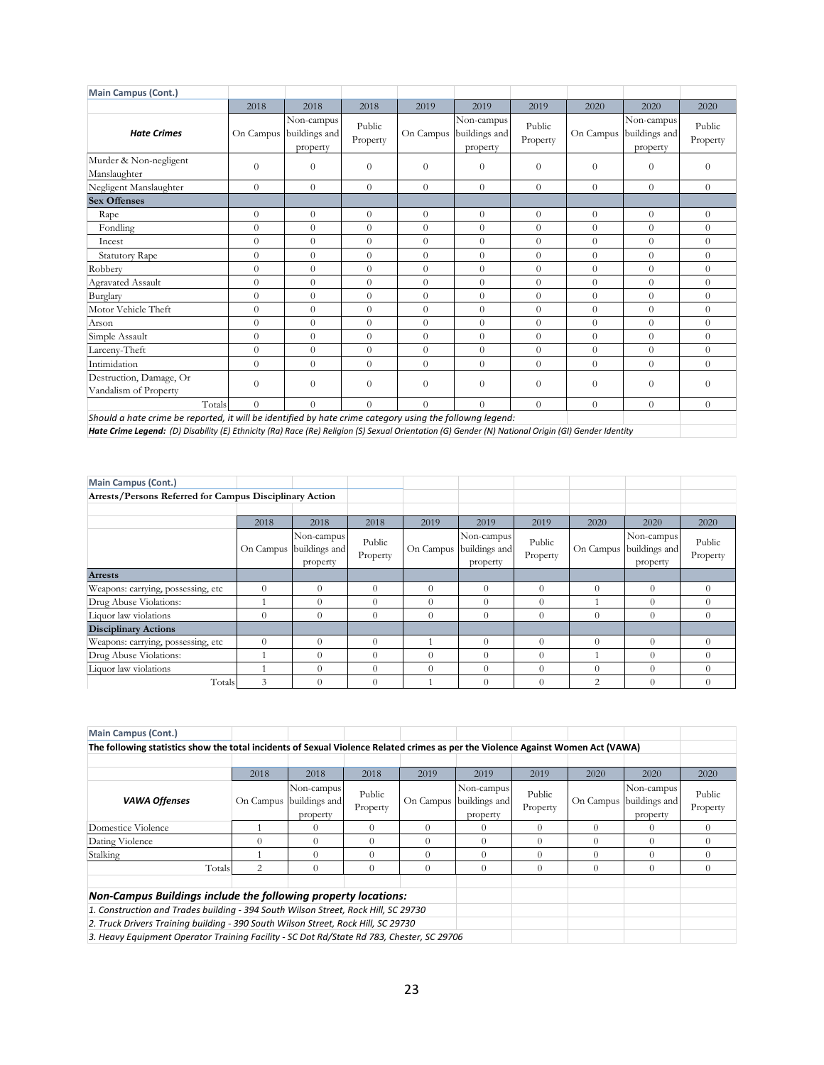**Main Campus (Cont.)**

| *Hate Crimes* | 2018 On Campus | 2018 Non-campus buildings and property | 2018 Public Property | 2019 On Campus | 2019 Non-campus buildings and property | 2019 Public Property | 2020 On Campus | 2020 Non-campus buildings and property | 2020 Public Property |
|---|---|---|---|---|---|---|---|---|---|
| Murder & Non-negligent Manslaughter | 0 | 0 | 0 | 0 | 0 | 0 | 0 | 0 | 0 |
| Negligent Manslaughter | 0 | 0 | 0 | 0 | 0 | 0 | 0 | 0 | 0 |
| **Sex Offenses** | | | | | | | | | |
| Rape | 0 | 0 | 0 | 0 | 0 | 0 | 0 | 0 | 0 |
| Fondling | 0 | 0 | 0 | 0 | 0 | 0 | 0 | 0 | 0 |
| Incest | 0 | 0 | 0 | 0 | 0 | 0 | 0 | 0 | 0 |
| Statutory Rape | 0 | 0 | 0 | 0 | 0 | 0 | 0 | 0 | 0 |
| Robbery | 0 | 0 | 0 | 0 | 0 | 0 | 0 | 0 | 0 |
| Agravated Assault | 0 | 0 | 0 | 0 | 0 | 0 | 0 | 0 | 0 |
| Burglary | 0 | 0 | 0 | 0 | 0 | 0 | 0 | 0 | 0 |
| Motor Vehicle Theft | 0 | 0 | 0 | 0 | 0 | 0 | 0 | 0 | 0 |
| Arson | 0 | 0 | 0 | 0 | 0 | 0 | 0 | 0 | 0 |
| Simple Assault | 0 | 0 | 0 | 0 | 0 | 0 | 0 | 0 | 0 |
| Larceny-Theft | 0 | 0 | 0 | 0 | 0 | 0 | 0 | 0 | 0 |
| Intimidation | 0 | 0 | 0 | 0 | 0 | 0 | 0 | 0 | 0 |
| Destruction, Damage, Or Vandalism of Property | 0 | 0 | 0 | 0 | 0 | 0 | 0 | 0 | 0 |
| Totals | 0 | 0 | 0 | 0 | 0 | 0 | 0 | 0 | 0 |

*Should a hate crime be reported, it will be identified by hate crime category using the followng legend:*

***Hate Crime Legend:*** *(D) Disability (E) Ethnicity (Ra) Race (Re) Religion (S) Sexual Orientation (G) Gender (N) National Origin (GI) Gender Identity*

**Main Campus (Cont.)**

**Arrests/Persons Referred for Campus Disciplinary Action**

| | 2018 On Campus | 2018 Non-campus buildings and property | 2018 Public Property | 2019 On Campus | 2019 Non-campus buildings and property | 2019 Public Property | 2020 On Campus | 2020 Non-campus buildings and property | 2020 Public Property |
|---|---|---|---|---|---|---|---|---|---|
| **Arrests** | | | | | | | | | |
| Weapons: carrying, possessing, etc | 0 | 0 | 0 | 0 | 0 | 0 | 0 | 0 | 0 |
| Drug Abuse Violations: | 1 | 0 | 0 | 0 | 0 | 0 | 1 | 0 | 0 |
| Liquor law violations | 0 | 0 | 0 | 0 | 0 | 0 | 0 | 0 | 0 |
| **Disciplinary Actions** | | | | | | | | | |
| Weapons: carrying, possessing, etc | 0 | 0 | 0 | 1 | 0 | 0 | 0 | 0 | 0 |
| Drug Abuse Violations: | 1 | 0 | 0 | 0 | 0 | 0 | 1 | 0 | 0 |
| Liquor law violations | 1 | 0 | 0 | 0 | 0 | 0 | 0 | 0 | 0 |
| Totals | 3 | 0 | 0 | 1 | 0 | 0 | 2 | 0 | 0 |

**Main Campus (Cont.)**

**The following statistics show the total incidents of Sexual Violence Related crimes as per the Violence Against Women Act (VAWA)**

| *VAWA Offenses* | 2018 On Campus | 2018 Non-campus buildings and property | 2018 Public Property | 2019 On Campus | 2019 Non-campus buildings and property | 2019 Public Property | 2020 On Campus | 2020 Non-campus buildings and property | 2020 Public Property |
|---|---|---|---|---|---|---|---|---|---|
| Domestice Violence | 1 | 0 | 0 | 0 | 0 | 0 | 0 | 0 | 0 |
| Dating Violence | 0 | 0 | 0 | 0 | 0 | 0 | 0 | 0 | 0 |
| Stalking | 1 | 0 | 0 | 0 | 0 | 0 | 0 | 0 | 0 |
| Totals | 2 | 0 | 0 | 0 | 0 | 0 | 0 | 0 | 0 |

***Non-Campus Buildings include the following property locations:***

*1. Construction and Trades building - 394 South Wilson Street, Rock Hill, SC 29730*

*2. Truck Drivers Training building - 390 South Wilson Street, Rock Hill, SC 29730*

*3. Heavy Equipment Operator Training Facility - SC Dot Rd/State Rd 783, Chester, SC 29706*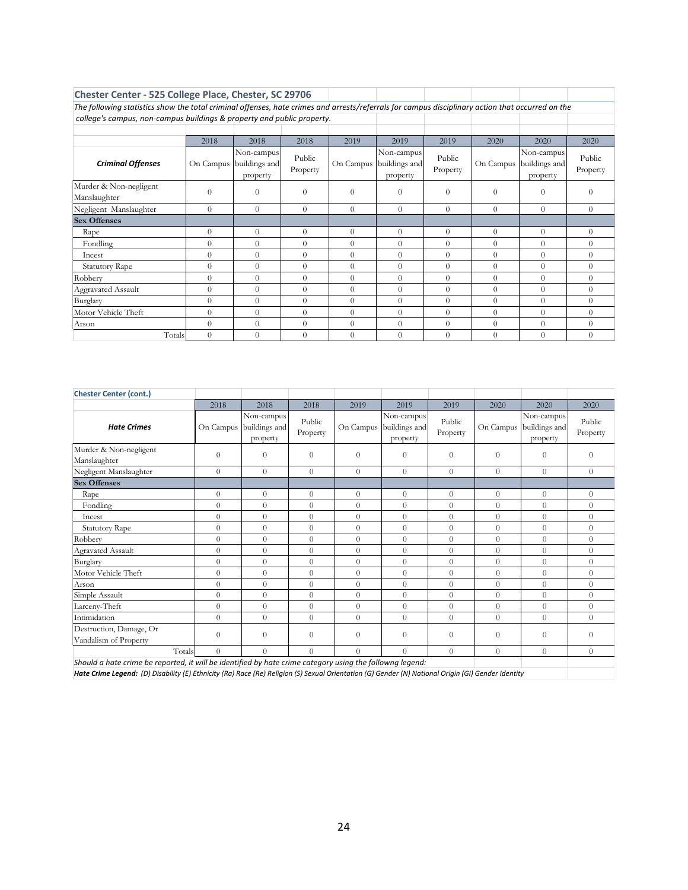## Chester Center - 525 College Place, Chester, SC 29706

*The following statistics show the total criminal offenses, hate crimes and arrests/referrals for campus disciplinary action that occurred on the college's campus, non-campus buildings & property and public property.*

| *Criminal Offenses* | 2018 On Campus | 2018 Non-campus buildings and property | 2018 Public Property | 2019 On Campus | 2019 Non-campus buildings and property | 2019 Public Property | 2020 On Campus | 2020 Non-campus buildings and property | 2020 Public Property |
|---|---|---|---|---|---|---|---|---|---|
| Murder & Non-negligent Manslaughter | 0 | 0 | 0 | 0 | 0 | 0 | 0 | 0 | 0 |
| Negligent Manslaughter | 0 | 0 | 0 | 0 | 0 | 0 | 0 | 0 | 0 |
| **Sex Offenses** | | | | | | | | | |
| Rape | 0 | 0 | 0 | 0 | 0 | 0 | 0 | 0 | 0 |
| Fondling | 0 | 0 | 0 | 0 | 0 | 0 | 0 | 0 | 0 |
| Incest | 0 | 0 | 0 | 0 | 0 | 0 | 0 | 0 | 0 |
| Statutory Rape | 0 | 0 | 0 | 0 | 0 | 0 | 0 | 0 | 0 |
| Robbery | 0 | 0 | 0 | 0 | 0 | 0 | 0 | 0 | 0 |
| Aggravated Assault | 0 | 0 | 0 | 0 | 0 | 0 | 0 | 0 | 0 |
| Burglary | 0 | 0 | 0 | 0 | 0 | 0 | 0 | 0 | 0 |
| Motor Vehicle Theft | 0 | 0 | 0 | 0 | 0 | 0 | 0 | 0 | 0 |
| Arson | 0 | 0 | 0 | 0 | 0 | 0 | 0 | 0 | 0 |
| Totals | 0 | 0 | 0 | 0 | 0 | 0 | 0 | 0 | 0 |

## Chester Center (cont.)

| *Hate Crimes* | 2018 On Campus | 2018 Non-campus buildings and property | 2018 Public Property | 2019 On Campus | 2019 Non-campus buildings and property | 2019 Public Property | 2020 On Campus | 2020 Non-campus buildings and property | 2020 Public Property |
|---|---|---|---|---|---|---|---|---|---|
| Murder & Non-negligent Manslaughter | 0 | 0 | 0 | 0 | 0 | 0 | 0 | 0 | 0 |
| Negligent Manslaughter | 0 | 0 | 0 | 0 | 0 | 0 | 0 | 0 | 0 |
| **Sex Offenses** | | | | | | | | | |
| Rape | 0 | 0 | 0 | 0 | 0 | 0 | 0 | 0 | 0 |
| Fondling | 0 | 0 | 0 | 0 | 0 | 0 | 0 | 0 | 0 |
| Incest | 0 | 0 | 0 | 0 | 0 | 0 | 0 | 0 | 0 |
| Statutory Rape | 0 | 0 | 0 | 0 | 0 | 0 | 0 | 0 | 0 |
| Robbery | 0 | 0 | 0 | 0 | 0 | 0 | 0 | 0 | 0 |
| Agravated Assault | 0 | 0 | 0 | 0 | 0 | 0 | 0 | 0 | 0 |
| Burglary | 0 | 0 | 0 | 0 | 0 | 0 | 0 | 0 | 0 |
| Motor Vehicle Theft | 0 | 0 | 0 | 0 | 0 | 0 | 0 | 0 | 0 |
| Arson | 0 | 0 | 0 | 0 | 0 | 0 | 0 | 0 | 0 |
| Simple Assault | 0 | 0 | 0 | 0 | 0 | 0 | 0 | 0 | 0 |
| Larceny-Theft | 0 | 0 | 0 | 0 | 0 | 0 | 0 | 0 | 0 |
| Intimidation | 0 | 0 | 0 | 0 | 0 | 0 | 0 | 0 | 0 |
| Destruction, Damage, Or Vandalism of Property | 0 | 0 | 0 | 0 | 0 | 0 | 0 | 0 | 0 |
| Totals | 0 | 0 | 0 | 0 | 0 | 0 | 0 | 0 | 0 |

*Should a hate crime be reported, it will be identified by hate crime category using the followng legend:*

***Hate Crime Legend:*** *(D) Disability (E) Ethnicity (Ra) Race (Re) Religion (S) Sexual Orientation (G) Gender (N) National Origin (GI) Gender Identity*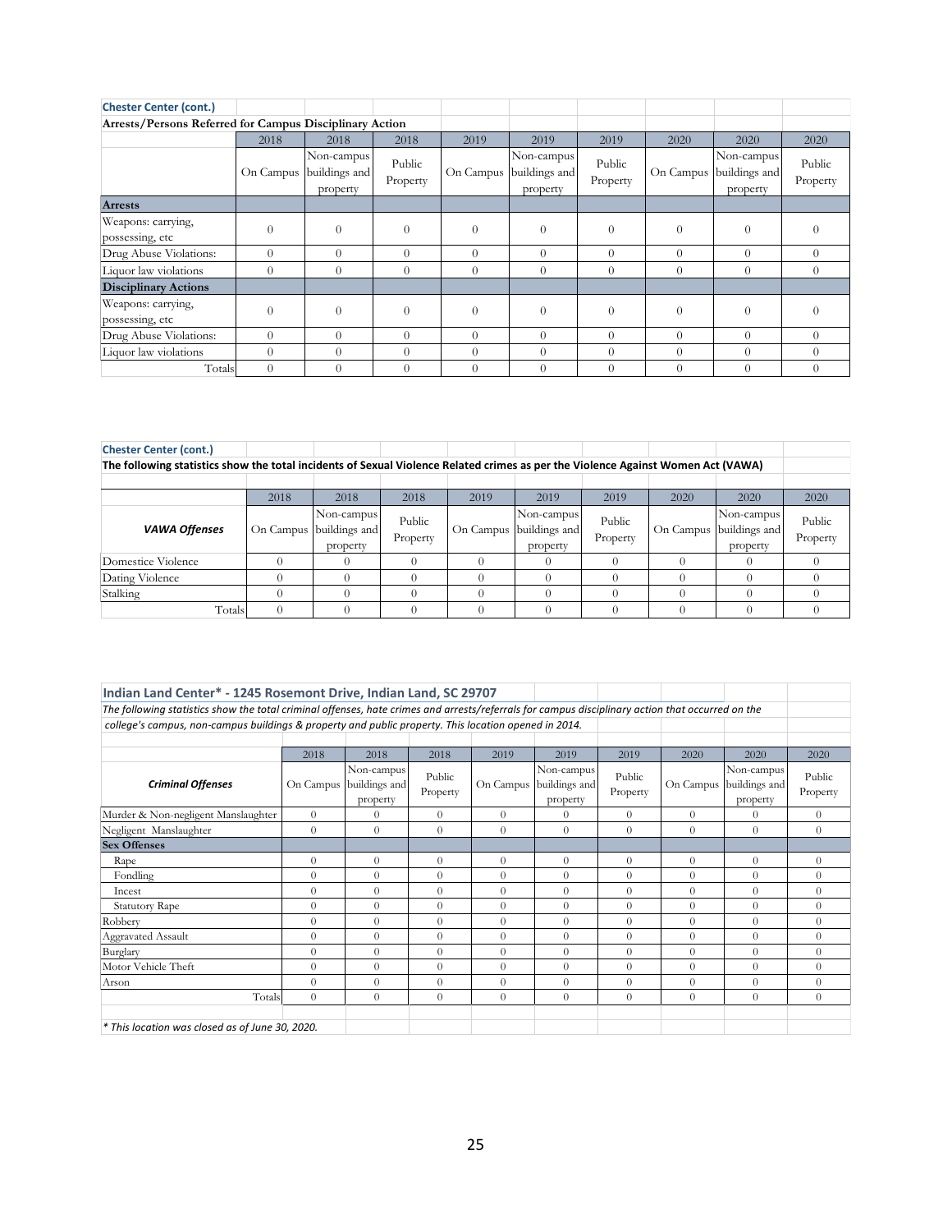**Chester Center (cont.)**

**Arrests/Persons Referred for Campus Disciplinary Action**

| | 2018 | 2018 | 2018 | 2019 | 2019 | 2019 | 2020 | 2020 | 2020 |
|---|---|---|---|---|---|---|---|---|---|
| | On Campus | Non-campus buildings and property | Public Property | On Campus | Non-campus buildings and property | Public Property | On Campus | Non-campus buildings and property | Public Property |
| **Arrests** | | | | | | | | | |
| Weapons: carrying, possessing, etc | 0 | 0 | 0 | 0 | 0 | 0 | 0 | 0 | 0 |
| Drug Abuse Violations: | 0 | 0 | 0 | 0 | 0 | 0 | 0 | 0 | 0 |
| Liquor law violations | 0 | 0 | 0 | 0 | 0 | 0 | 0 | 0 | 0 |
| **Disciplinary Actions** | | | | | | | | | |
| Weapons: carrying, possessing, etc | 0 | 0 | 0 | 0 | 0 | 0 | 0 | 0 | 0 |
| Drug Abuse Violations: | 0 | 0 | 0 | 0 | 0 | 0 | 0 | 0 | 0 |
| Liquor law violations | 0 | 0 | 0 | 0 | 0 | 0 | 0 | 0 | 0 |
| Totals | 0 | 0 | 0 | 0 | 0 | 0 | 0 | 0 | 0 |

**Chester Center (cont.)**

**The following statistics show the total incidents of Sexual Violence Related crimes as per the Violence Against Women Act (VAWA)**

| | 2018 | 2018 | 2018 | 2019 | 2019 | 2019 | 2020 | 2020 | 2020 |
|---|---|---|---|---|---|---|---|---|---|
| ***VAWA Offenses*** | On Campus | Non-campus buildings and property | Public Property | On Campus | Non-campus buildings and property | Public Property | On Campus | Non-campus buildings and property | Public Property |
| Domestice Violence | 0 | 0 | 0 | 0 | 0 | 0 | 0 | 0 | 0 |
| Dating Violence | 0 | 0 | 0 | 0 | 0 | 0 | 0 | 0 | 0 |
| Stalking | 0 | 0 | 0 | 0 | 0 | 0 | 0 | 0 | 0 |
| Totals | 0 | 0 | 0 | 0 | 0 | 0 | 0 | 0 | 0 |

**Indian Land Center* - 1245 Rosemont Drive, Indian Land, SC 29707**

*The following statistics show the total criminal offenses, hate crimes and arrests/referrals for campus disciplinary action that occurred on the college's campus, non-campus buildings & property and public property. This location opened in 2014.*

| | 2018 | 2018 | 2018 | 2019 | 2019 | 2019 | 2020 | 2020 | 2020 |
|---|---|---|---|---|---|---|---|---|---|
| ***Criminal Offenses*** | On Campus | Non-campus buildings and property | Public Property | On Campus | Non-campus buildings and property | Public Property | On Campus | Non-campus buildings and property | Public Property |
| Murder & Non-negligent Manslaughter | 0 | 0 | 0 | 0 | 0 | 0 | 0 | 0 | 0 |
| Negligent Manslaughter | 0 | 0 | 0 | 0 | 0 | 0 | 0 | 0 | 0 |
| **Sex Offenses** | | | | | | | | | |
| Rape | 0 | 0 | 0 | 0 | 0 | 0 | 0 | 0 | 0 |
| Fondling | 0 | 0 | 0 | 0 | 0 | 0 | 0 | 0 | 0 |
| Incest | 0 | 0 | 0 | 0 | 0 | 0 | 0 | 0 | 0 |
| Statutory Rape | 0 | 0 | 0 | 0 | 0 | 0 | 0 | 0 | 0 |
| Robbery | 0 | 0 | 0 | 0 | 0 | 0 | 0 | 0 | 0 |
| Aggravated Assault | 0 | 0 | 0 | 0 | 0 | 0 | 0 | 0 | 0 |
| Burglary | 0 | 0 | 0 | 0 | 0 | 0 | 0 | 0 | 0 |
| Motor Vehicle Theft | 0 | 0 | 0 | 0 | 0 | 0 | 0 | 0 | 0 |
| Arson | 0 | 0 | 0 | 0 | 0 | 0 | 0 | 0 | 0 |
| Totals | 0 | 0 | 0 | 0 | 0 | 0 | 0 | 0 | 0 |

*\* This location was closed as of June 30, 2020.*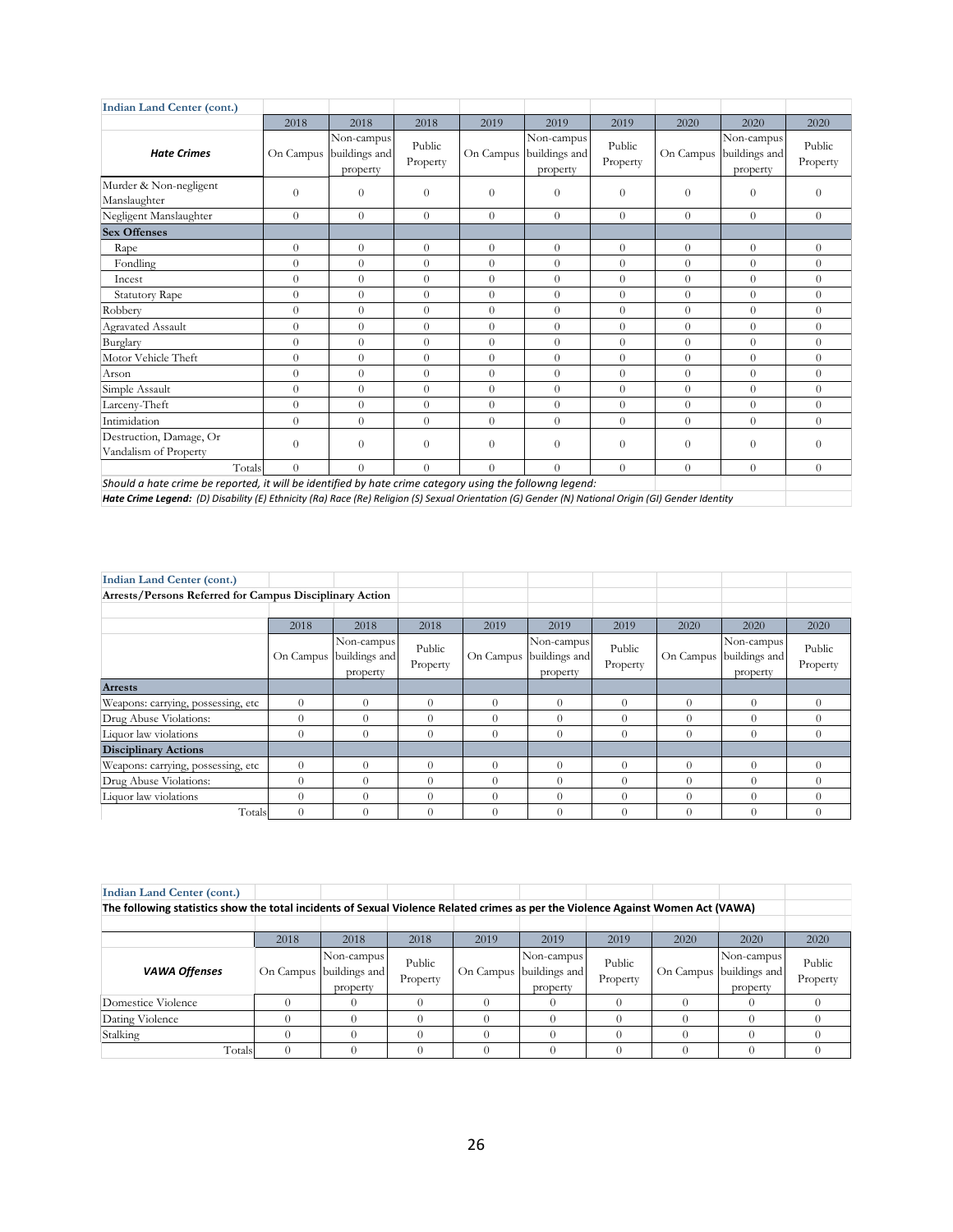| Indian Land Center (cont.) | | | | | | | | | |
|---|---|---|---|---|---|---|---|---|---|
| | 2018 | 2018 | 2018 | 2019 | 2019 | 2019 | 2020 | 2020 | 2020 |
| ***Hate Crimes*** | On Campus | Non-campus buildings and property | Public Property | On Campus | Non-campus buildings and property | Public Property | On Campus | Non-campus buildings and property | Public Property |
| Murder & Non-negligent Manslaughter | 0 | 0 | 0 | 0 | 0 | 0 | 0 | 0 | 0 |
| Negligent Manslaughter | 0 | 0 | 0 | 0 | 0 | 0 | 0 | 0 | 0 |
| **Sex Offenses** | | | | | | | | | |
| Rape | 0 | 0 | 0 | 0 | 0 | 0 | 0 | 0 | 0 |
| Fondling | 0 | 0 | 0 | 0 | 0 | 0 | 0 | 0 | 0 |
| Incest | 0 | 0 | 0 | 0 | 0 | 0 | 0 | 0 | 0 |
| Statutory Rape | 0 | 0 | 0 | 0 | 0 | 0 | 0 | 0 | 0 |
| Robbery | 0 | 0 | 0 | 0 | 0 | 0 | 0 | 0 | 0 |
| Agravated Assault | 0 | 0 | 0 | 0 | 0 | 0 | 0 | 0 | 0 |
| Burglary | 0 | 0 | 0 | 0 | 0 | 0 | 0 | 0 | 0 |
| Motor Vehicle Theft | 0 | 0 | 0 | 0 | 0 | 0 | 0 | 0 | 0 |
| Arson | 0 | 0 | 0 | 0 | 0 | 0 | 0 | 0 | 0 |
| Simple Assault | 0 | 0 | 0 | 0 | 0 | 0 | 0 | 0 | 0 |
| Larceny-Theft | 0 | 0 | 0 | 0 | 0 | 0 | 0 | 0 | 0 |
| Intimidation | 0 | 0 | 0 | 0 | 0 | 0 | 0 | 0 | 0 |
| Destruction, Damage, Or Vandalism of Property | 0 | 0 | 0 | 0 | 0 | 0 | 0 | 0 | 0 |
| Totals | 0 | 0 | 0 | 0 | 0 | 0 | 0 | 0 | 0 |

*Should a hate crime be reported, it will be identified by hate crime category using the followng legend:*

***Hate Crime Legend:*** *(D) Disability (E) Ethnicity (Ra) Race (Re) Religion (S) Sexual Orientation (G) Gender (N) National Origin (GI) Gender Identity*

**Indian Land Center (cont.)**

**Arrests/Persons Referred for Campus Disciplinary Action**

| | 2018 | 2018 | 2018 | 2019 | 2019 | 2019 | 2020 | 2020 | 2020 |
|---|---|---|---|---|---|---|---|---|---|
| | On Campus | Non-campus buildings and property | Public Property | On Campus | Non-campus buildings and property | Public Property | On Campus | Non-campus buildings and property | Public Property |
| **Arrests** | | | | | | | | | |
| Weapons: carrying, possessing, etc | 0 | 0 | 0 | 0 | 0 | 0 | 0 | 0 | 0 |
| Drug Abuse Violations: | 0 | 0 | 0 | 0 | 0 | 0 | 0 | 0 | 0 |
| Liquor law violations | 0 | 0 | 0 | 0 | 0 | 0 | 0 | 0 | 0 |
| **Disciplinary Actions** | | | | | | | | | |
| Weapons: carrying, possessing, etc | 0 | 0 | 0 | 0 | 0 | 0 | 0 | 0 | 0 |
| Drug Abuse Violations: | 0 | 0 | 0 | 0 | 0 | 0 | 0 | 0 | 0 |
| Liquor law violations | 0 | 0 | 0 | 0 | 0 | 0 | 0 | 0 | 0 |
| Totals | 0 | 0 | 0 | 0 | 0 | 0 | 0 | 0 | 0 |

**Indian Land Center (cont.)**

**The following statistics show the total incidents of Sexual Violence Related crimes as per the Violence Against Women Act (VAWA)**

| | 2018 | 2018 | 2018 | 2019 | 2019 | 2019 | 2020 | 2020 | 2020 |
|---|---|---|---|---|---|---|---|---|---|
| ***VAWA Offenses*** | On Campus | Non-campus buildings and property | Public Property | On Campus | Non-campus buildings and property | Public Property | On Campus | Non-campus buildings and property | Public Property |
| Domestice Violence | 0 | 0 | 0 | 0 | 0 | 0 | 0 | 0 | 0 |
| Dating Violence | 0 | 0 | 0 | 0 | 0 | 0 | 0 | 0 | 0 |
| Stalking | 0 | 0 | 0 | 0 | 0 | 0 | 0 | 0 | 0 |
| Totals | 0 | 0 | 0 | 0 | 0 | 0 | 0 | 0 | 0 |